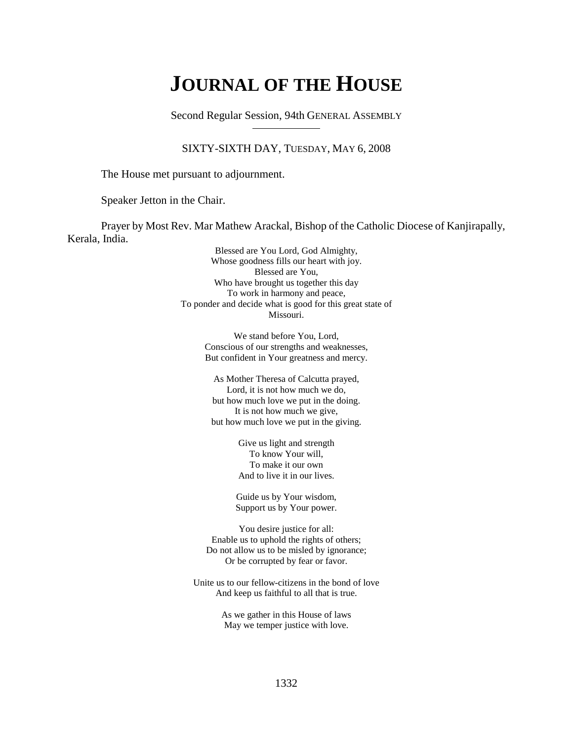# JOURNAL OF THE HOUSE

Second Regular Session, 94th GENERAL ASSEMBLY

SIXTY-SIXTH DAY, TUESDAY, MAY 6, 2008

The House met pursuant to adjournment.

Speaker Jetton in the Chair.

Prayer by Most Rev. Mar Mathew Arackal, Bishop of the Catholic Diocese of Kanjirapally, Kerala, India.

Blessed are You Lord, God Almighty,
Whose goodness fills our heart with joy.
Blessed are You,
Who have brought us together this day
To work in harmony and peace,
To ponder and decide what is good for this great state of Missouri.

We stand before You, Lord,
Conscious of our strengths and weaknesses,
But confident in Your greatness and mercy.

As Mother Theresa of Calcutta prayed,
Lord, it is not how much we do,
but how much love we put in the doing.
It is not how much we give,
but how much love we put in the giving.

Give us light and strength
To know Your will,
To make it our own
And to live it in our lives.

Guide us by Your wisdom,
Support us by Your power.

You desire justice for all:
Enable us to uphold the rights of others;
Do not allow us to be misled by ignorance;
Or be corrupted by fear or favor.

Unite us to our fellow-citizens in the bond of love
And keep us faithful to all that is true.

As we gather in this House of laws
May we temper justice with love.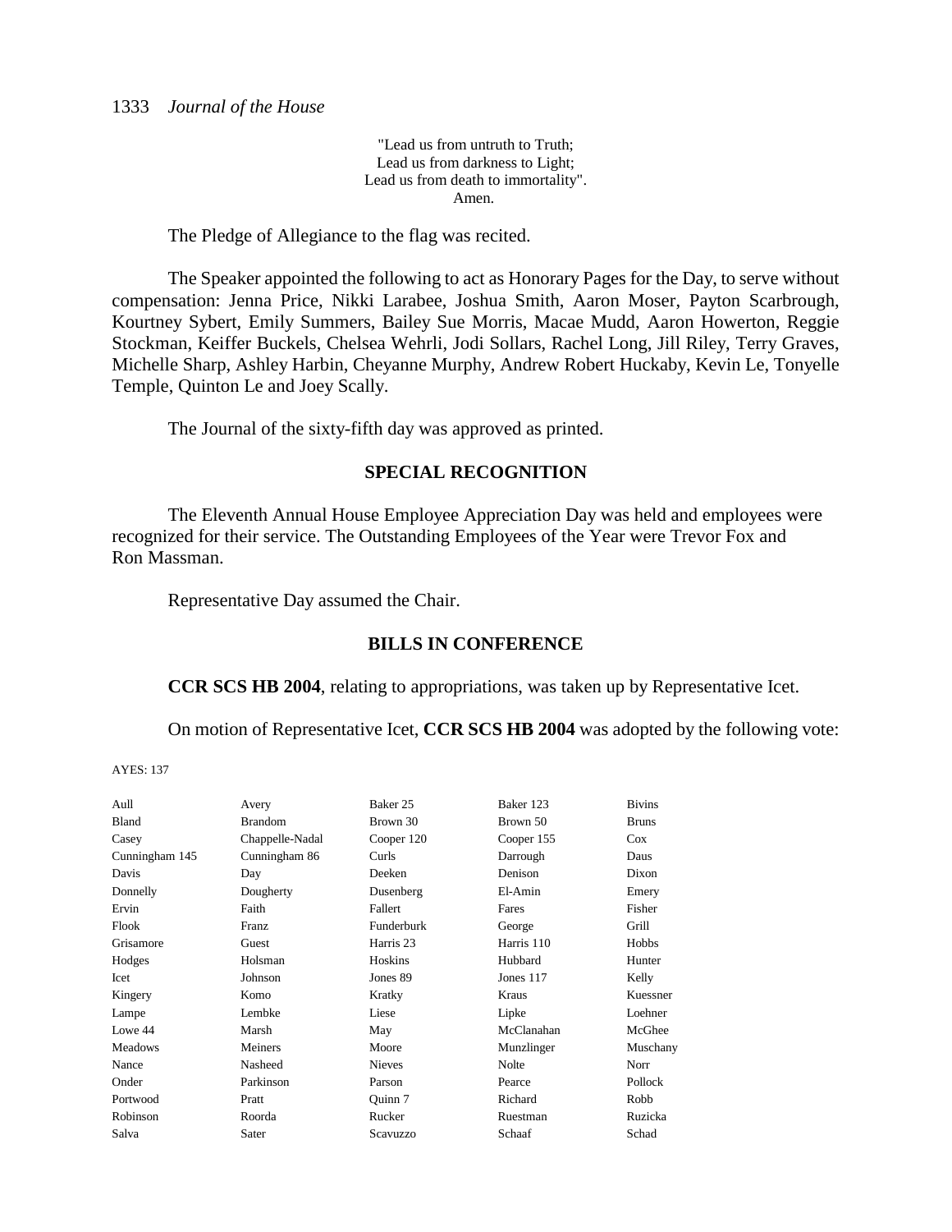"Lead us from untruth to Truth;
Lead us from darkness to Light;
Lead us from death to immortality".
Amen.

The Pledge of Allegiance to the flag was recited.

The Speaker appointed the following to act as Honorary Pages for the Day, to serve without compensation: Jenna Price, Nikki Larabee, Joshua Smith, Aaron Moser, Payton Scarbrough, Kourtney Sybert, Emily Summers, Bailey Sue Morris, Macae Mudd, Aaron Howerton, Reggie Stockman, Keiffer Buckels, Chelsea Wehrli, Jodi Sollars, Rachel Long, Jill Riley, Terry Graves, Michelle Sharp, Ashley Harbin, Cheyanne Murphy, Andrew Robert Huckaby, Kevin Le, Tonyelle Temple, Quinton Le and Joey Scally.

The Journal of the sixty-fifth day was approved as printed.

## SPECIAL RECOGNITION

The Eleventh Annual House Employee Appreciation Day was held and employees were recognized for their service. The Outstanding Employees of the Year were Trevor Fox and Ron Massman.

Representative Day assumed the Chair.

## BILLS IN CONFERENCE

**CCR SCS HB 2004**, relating to appropriations, was taken up by Representative Icet.

On motion of Representative Icet, **CCR SCS HB 2004** was adopted by the following vote:

AYES: 137

| | | | | |
|---|---|---|---|---|
| Aull | Avery | Baker 25 | Baker 123 | Bivins |
| Bland | Brandom | Brown 30 | Brown 50 | Bruns |
| Casey | Chappelle-Nadal | Cooper 120 | Cooper 155 | Cox |
| Cunningham 145 | Cunningham 86 | Curls | Darrough | Daus |
| Davis | Day | Deeken | Denison | Dixon |
| Donnelly | Dougherty | Dusenberg | El-Amin | Emery |
| Ervin | Faith | Fallert | Fares | Fisher |
| Flook | Franz | Funderburk | George | Grill |
| Grisamore | Guest | Harris 23 | Harris 110 | Hobbs |
| Hodges | Holsman | Hoskins | Hubbard | Hunter |
| Icet | Johnson | Jones 89 | Jones 117 | Kelly |
| Kingery | Komo | Kratky | Kraus | Kuessner |
| Lampe | Lembke | Liese | Lipke | Loehner |
| Lowe 44 | Marsh | May | McClanahan | McGhee |
| Meadows | Meiners | Moore | Munzlinger | Muschany |
| Nance | Nasheed | Nieves | Nolte | Norr |
| Onder | Parkinson | Parson | Pearce | Pollock |
| Portwood | Pratt | Quinn 7 | Richard | Robb |
| Robinson | Roorda | Rucker | Ruestman | Ruzicka |
| Salva | Sater | Scavuzzo | Schaaf | Schad |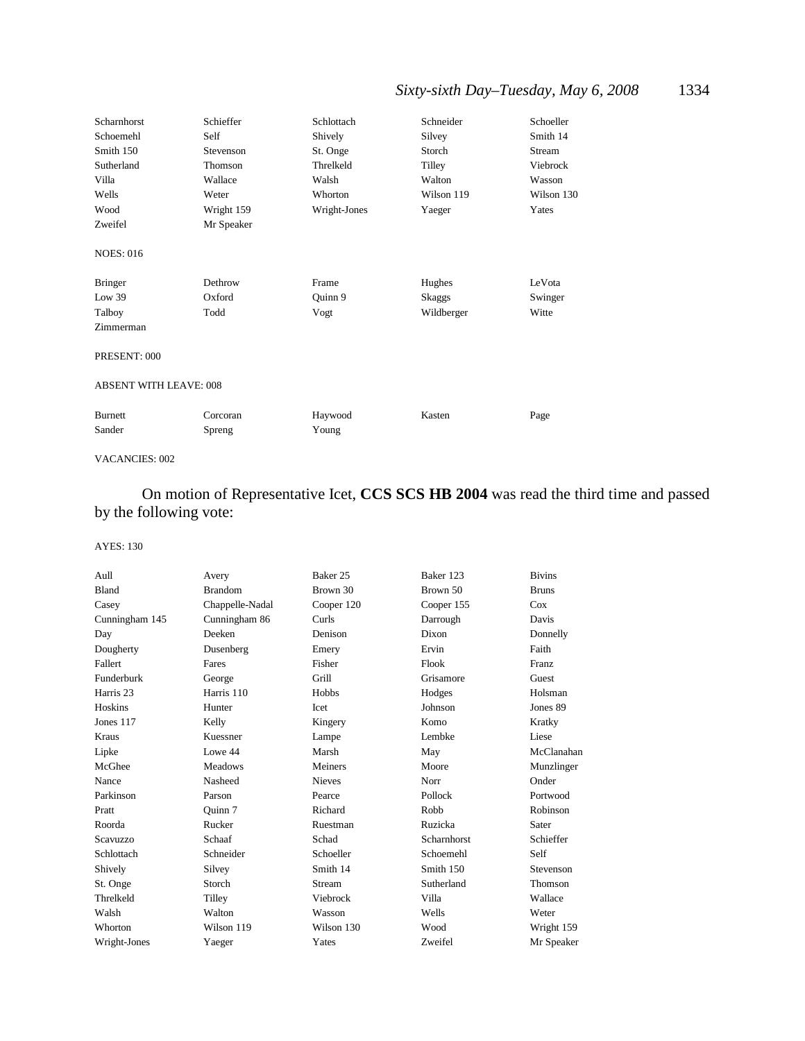| | | | | |
|---|---|---|---|---|
| Scharnhorst | Schieffer | Schlottach | Schneider | Schoeller |
| Schoemehl | Self | Shively | Silvey | Smith 14 |
| Smith 150 | Stevenson | St. Onge | Storch | Stream |
| Sutherland | Thomson | Threlkeld | Tilley | Viebrock |
| Villa | Wallace | Walsh | Walton | Wasson |
| Wells | Weter | Whorton | Wilson 119 | Wilson 130 |
| Wood | Wright 159 | Wright-Jones | Yaeger | Yates |
| Zweifel | Mr Speaker | | | |

NOES: 016

| | | | | |
|---|---|---|---|---|
| Bringer | Dethrow | Frame | Hughes | LeVota |
| Low 39 | Oxford | Quinn 9 | Skaggs | Swinger |
| Talboy | Todd | Vogt | Wildberger | Witte |
| Zimmerman | | | | |

PRESENT: 000

ABSENT WITH LEAVE: 008

| | | | | |
|---|---|---|---|---|
| Burnett | Corcoran | Haywood | Kasten | Page |
| Sander | Spreng | Young | | |

VACANCIES: 002

On motion of Representative Icet, **CCS SCS HB 2004** was read the third time and passed by the following vote:

AYES: 130

| | | | | |
|---|---|---|---|---|
| Aull | Avery | Baker 25 | Baker 123 | Bivins |
| Bland | Brandom | Brown 30 | Brown 50 | Bruns |
| Casey | Chappelle-Nadal | Cooper 120 | Cooper 155 | Cox |
| Cunningham 145 | Cunningham 86 | Curls | Darrough | Davis |
| Day | Deeken | Denison | Dixon | Donnelly |
| Dougherty | Dusenberg | Emery | Ervin | Faith |
| Fallert | Fares | Fisher | Flook | Franz |
| Funderburk | George | Grill | Grisamore | Guest |
| Harris 23 | Harris 110 | Hobbs | Hodges | Holsman |
| Hoskins | Hunter | Icet | Johnson | Jones 89 |
| Jones 117 | Kelly | Kingery | Komo | Kratky |
| Kraus | Kuessner | Lampe | Lembke | Liese |
| Lipke | Lowe 44 | Marsh | May | McClanahan |
| McGhee | Meadows | Meiners | Moore | Munzlinger |
| Nance | Nasheed | Nieves | Norr | Onder |
| Parkinson | Parson | Pearce | Pollock | Portwood |
| Pratt | Quinn 7 | Richard | Robb | Robinson |
| Roorda | Rucker | Ruestman | Ruzicka | Sater |
| Scavuzzo | Schaaf | Schad | Scharnhorst | Schieffer |
| Schlottach | Schneider | Schoeller | Schoemehl | Self |
| Shively | Silvey | Smith 14 | Smith 150 | Stevenson |
| St. Onge | Storch | Stream | Sutherland | Thomson |
| Threlkeld | Tilley | Viebrock | Villa | Wallace |
| Walsh | Walton | Wasson | Wells | Weter |
| Whorton | Wilson 119 | Wilson 130 | Wood | Wright 159 |
| Wright-Jones | Yaeger | Yates | Zweifel | Mr Speaker |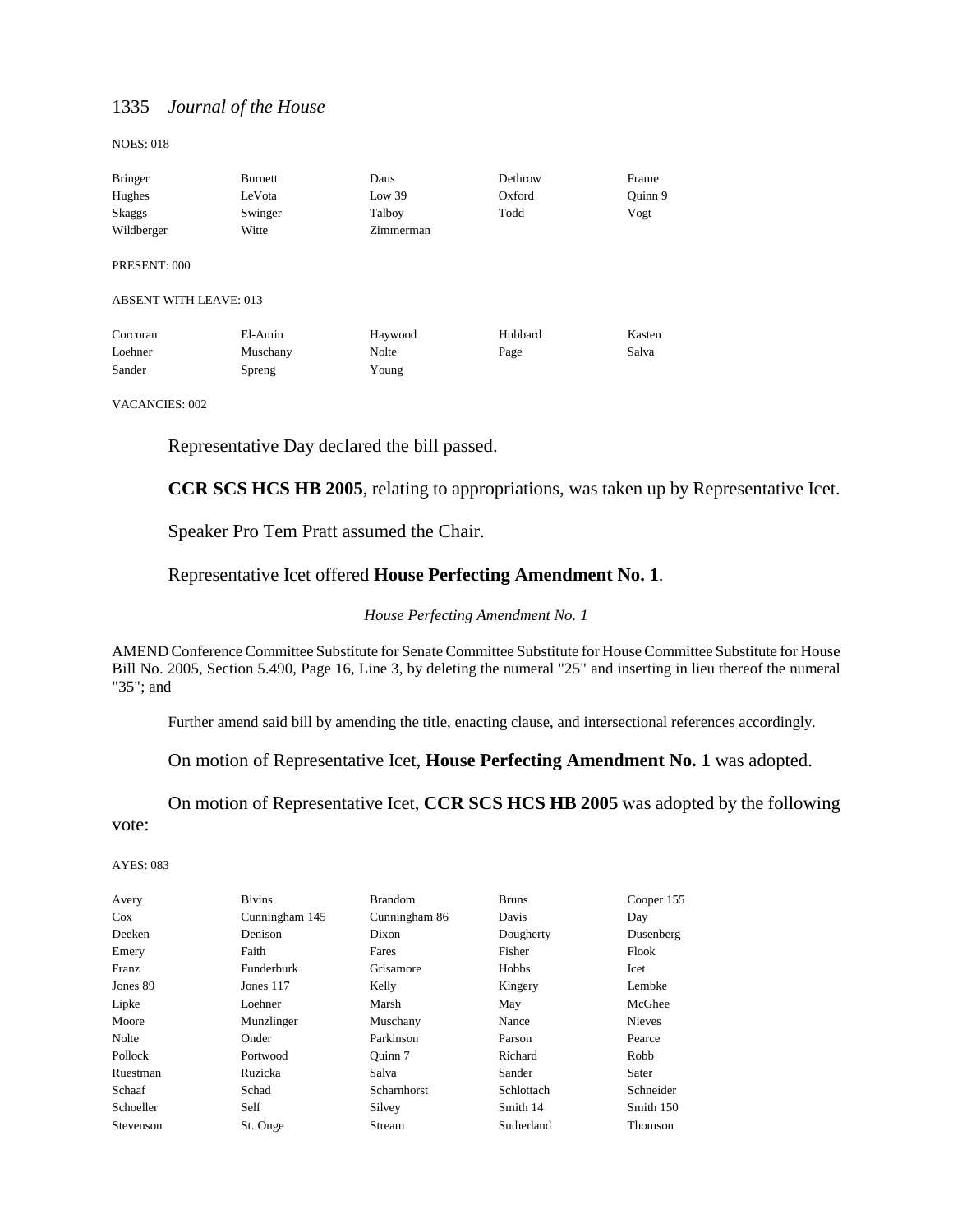NOES: 018

| | | | | |
|---|---|---|---|---|
| Bringer | Burnett | Daus | Dethrow | Frame |
| Hughes | LeVota | Low 39 | Oxford | Quinn 9 |
| Skaggs | Swinger | Talboy | Todd | Vogt |
| Wildberger | Witte | Zimmerman | | |

PRESENT: 000

ABSENT WITH LEAVE: 013

| | | | | |
|---|---|---|---|---|
| Corcoran | El-Amin | Haywood | Hubbard | Kasten |
| Loehner | Muschany | Nolte | Page | Salva |
| Sander | Spreng | Young | | |

VACANCIES: 002

Representative Day declared the bill passed.

**CCR SCS HCS HB 2005**, relating to appropriations, was taken up by Representative Icet.

Speaker Pro Tem Pratt assumed the Chair.

Representative Icet offered **House Perfecting Amendment No. 1**.

*House Perfecting Amendment No. 1*

AMEND Conference Committee Substitute for Senate Committee Substitute for House Committee Substitute for House Bill No. 2005, Section 5.490, Page 16, Line 3, by deleting the numeral "25" and inserting in lieu thereof the numeral "35"; and

Further amend said bill by amending the title, enacting clause, and intersectional references accordingly.

On motion of Representative Icet, **House Perfecting Amendment No. 1** was adopted.

On motion of Representative Icet, **CCR SCS HCS HB 2005** was adopted by the following vote:

AYES: 083

| | | | | |
|---|---|---|---|---|
| Avery | Bivins | Brandom | Bruns | Cooper 155 |
| Cox | Cunningham 145 | Cunningham 86 | Davis | Day |
| Deeken | Denison | Dixon | Dougherty | Dusenberg |
| Emery | Faith | Fares | Fisher | Flook |
| Franz | Funderburk | Grisamore | Hobbs | Icet |
| Jones 89 | Jones 117 | Kelly | Kingery | Lembke |
| Lipke | Loehner | Marsh | May | McGhee |
| Moore | Munzlinger | Muschany | Nance | Nieves |
| Nolte | Onder | Parkinson | Parson | Pearce |
| Pollock | Portwood | Quinn 7 | Richard | Robb |
| Ruestman | Ruzicka | Salva | Sander | Sater |
| Schaaf | Schad | Scharnhorst | Schlottach | Schneider |
| Schoeller | Self | Silvey | Smith 14 | Smith 150 |
| Stevenson | St. Onge | Stream | Sutherland | Thomson |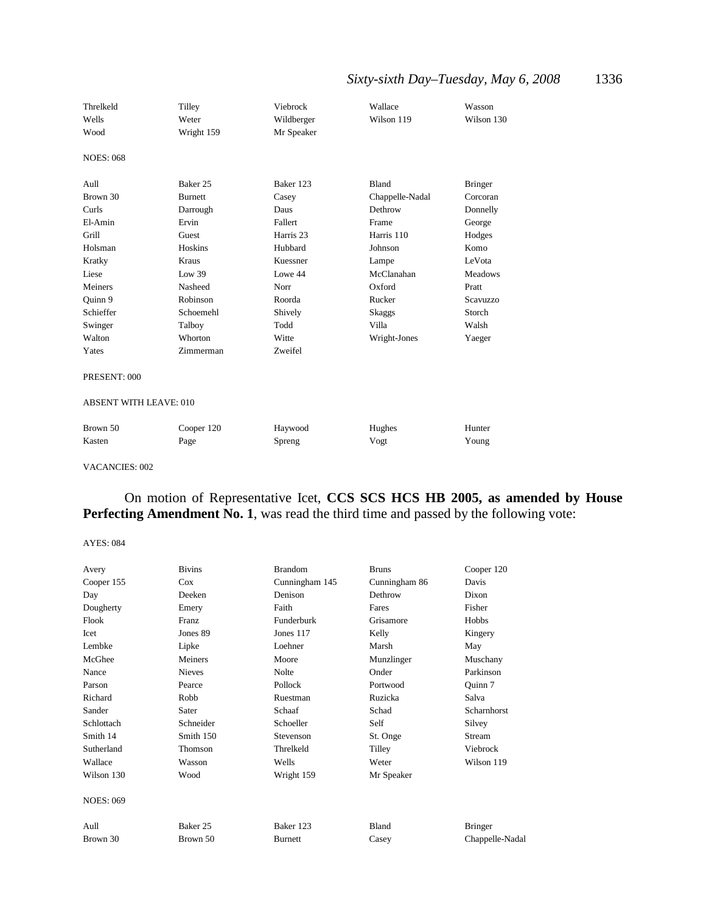| | | | | |
|---|---|---|---|---|
| Threlkeld | Tilley | Viebrock | Wallace | Wasson |
| Wells | Weter | Wildberger | Wilson 119 | Wilson 130 |
| Wood | Wright 159 | Mr Speaker | | |

NOES: 068

| | | | | |
|---|---|---|---|---|
| Aull | Baker 25 | Baker 123 | Bland | Bringer |
| Brown 30 | Burnett | Casey | Chappelle-Nadal | Corcoran |
| Curls | Darrough | Daus | Dethrow | Donnelly |
| El-Amin | Ervin | Fallert | Frame | George |
| Grill | Guest | Harris 23 | Harris 110 | Hodges |
| Holsman | Hoskins | Hubbard | Johnson | Komo |
| Kratky | Kraus | Kuessner | Lampe | LeVota |
| Liese | Low 39 | Lowe 44 | McClanahan | Meadows |
| Meiners | Nasheed | Norr | Oxford | Pratt |
| Quinn 9 | Robinson | Roorda | Rucker | Scavuzzo |
| Schieffer | Schoemehl | Shively | Skaggs | Storch |
| Swinger | Talboy | Todd | Villa | Walsh |
| Walton | Whorton | Witte | Wright-Jones | Yaeger |
| Yates | Zimmerman | Zweifel | | |

PRESENT: 000

ABSENT WITH LEAVE: 010

| | | | | |
|---|---|---|---|---|
| Brown 50 | Cooper 120 | Haywood | Hughes | Hunter |
| Kasten | Page | Spreng | Vogt | Young |

VACANCIES: 002

On motion of Representative Icet, **CCS SCS HCS HB 2005, as amended by House Perfecting Amendment No. 1**, was read the third time and passed by the following vote:

AYES: 084

| | | | | |
|---|---|---|---|---|
| Avery | Bivins | Brandom | Bruns | Cooper 120 |
| Cooper 155 | Cox | Cunningham 145 | Cunningham 86 | Davis |
| Day | Deeken | Denison | Dethrow | Dixon |
| Dougherty | Emery | Faith | Fares | Fisher |
| Flook | Franz | Funderburk | Grisamore | Hobbs |
| Icet | Jones 89 | Jones 117 | Kelly | Kingery |
| Lembke | Lipke | Loehner | Marsh | May |
| McGhee | Meiners | Moore | Munzlinger | Muschany |
| Nance | Nieves | Nolte | Onder | Parkinson |
| Parson | Pearce | Pollock | Portwood | Quinn 7 |
| Richard | Robb | Ruestman | Ruzicka | Salva |
| Sander | Sater | Schaaf | Schad | Scharnhorst |
| Schlottach | Schneider | Schoeller | Self | Silvey |
| Smith 14 | Smith 150 | Stevenson | St. Onge | Stream |
| Sutherland | Thomson | Threlkeld | Tilley | Viebrock |
| Wallace | Wasson | Wells | Weter | Wilson 119 |
| Wilson 130 | Wood | Wright 159 | Mr Speaker | |

NOES: 069

| | | | | |
|---|---|---|---|---|
| Aull | Baker 25 | Baker 123 | Bland | Bringer |
| Brown 30 | Brown 50 | Burnett | Casey | Chappelle-Nadal |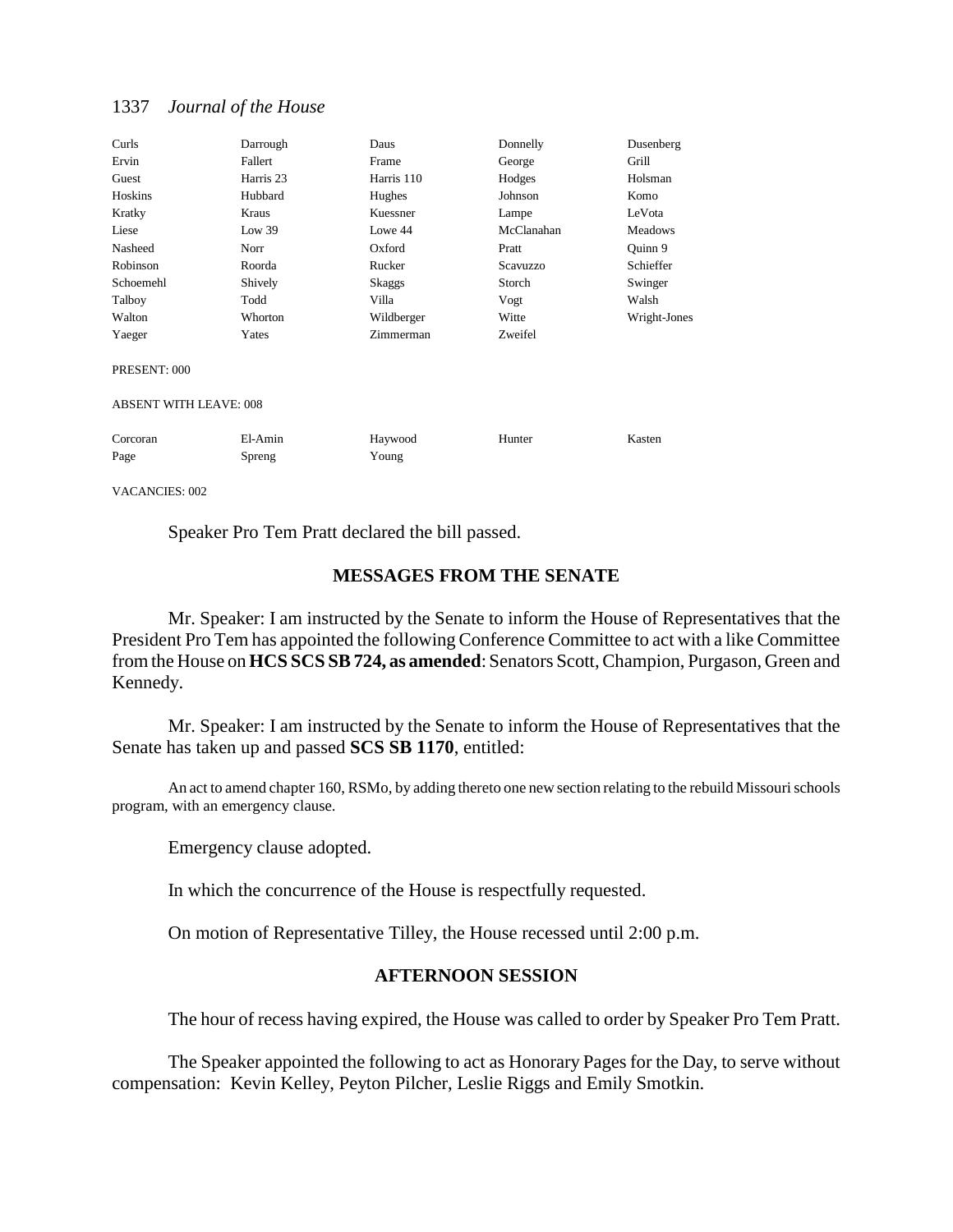| Curls | Darrough | Daus | Donnelly | Dusenberg |
|---|---|---|---|---|
| Ervin | Fallert | Frame | George | Grill |
| Guest | Harris 23 | Harris 110 | Hodges | Holsman |
| Hoskins | Hubbard | Hughes | Johnson | Komo |
| Kratky | Kraus | Kuessner | Lampe | LeVota |
| Liese | Low 39 | Lowe 44 | McClanahan | Meadows |
| Nasheed | Norr | Oxford | Pratt | Quinn 9 |
| Robinson | Roorda | Rucker | Scavuzzo | Schieffer |
| Schoemehl | Shively | Skaggs | Storch | Swinger |
| Talboy | Todd | Villa | Vogt | Walsh |
| Walton | Whorton | Wildberger | Witte | Wright-Jones |
| Yaeger | Yates | Zimmerman | Zweifel | |

PRESENT: 000

ABSENT WITH LEAVE: 008

| Corcoran | El-Amin | Haywood | Hunter | Kasten |
|---|---|---|---|---|
| Page | Spreng | Young | | |

VACANCIES: 002

Speaker Pro Tem Pratt declared the bill passed.

## MESSAGES FROM THE SENATE

Mr. Speaker: I am instructed by the Senate to inform the House of Representatives that the President Pro Tem has appointed the following Conference Committee to act with a like Committee from the House on **HCS SCS SB 724, as amended**: Senators Scott, Champion, Purgason, Green and Kennedy.

Mr. Speaker: I am instructed by the Senate to inform the House of Representatives that the Senate has taken up and passed **SCS SB 1170**, entitled:

An act to amend chapter 160, RSMo, by adding thereto one new section relating to the rebuild Missouri schools program, with an emergency clause.

Emergency clause adopted.

In which the concurrence of the House is respectfully requested.

On motion of Representative Tilley, the House recessed until 2:00 p.m.

## AFTERNOON SESSION

The hour of recess having expired, the House was called to order by Speaker Pro Tem Pratt.

The Speaker appointed the following to act as Honorary Pages for the Day, to serve without compensation: Kevin Kelley, Peyton Pilcher, Leslie Riggs and Emily Smotkin.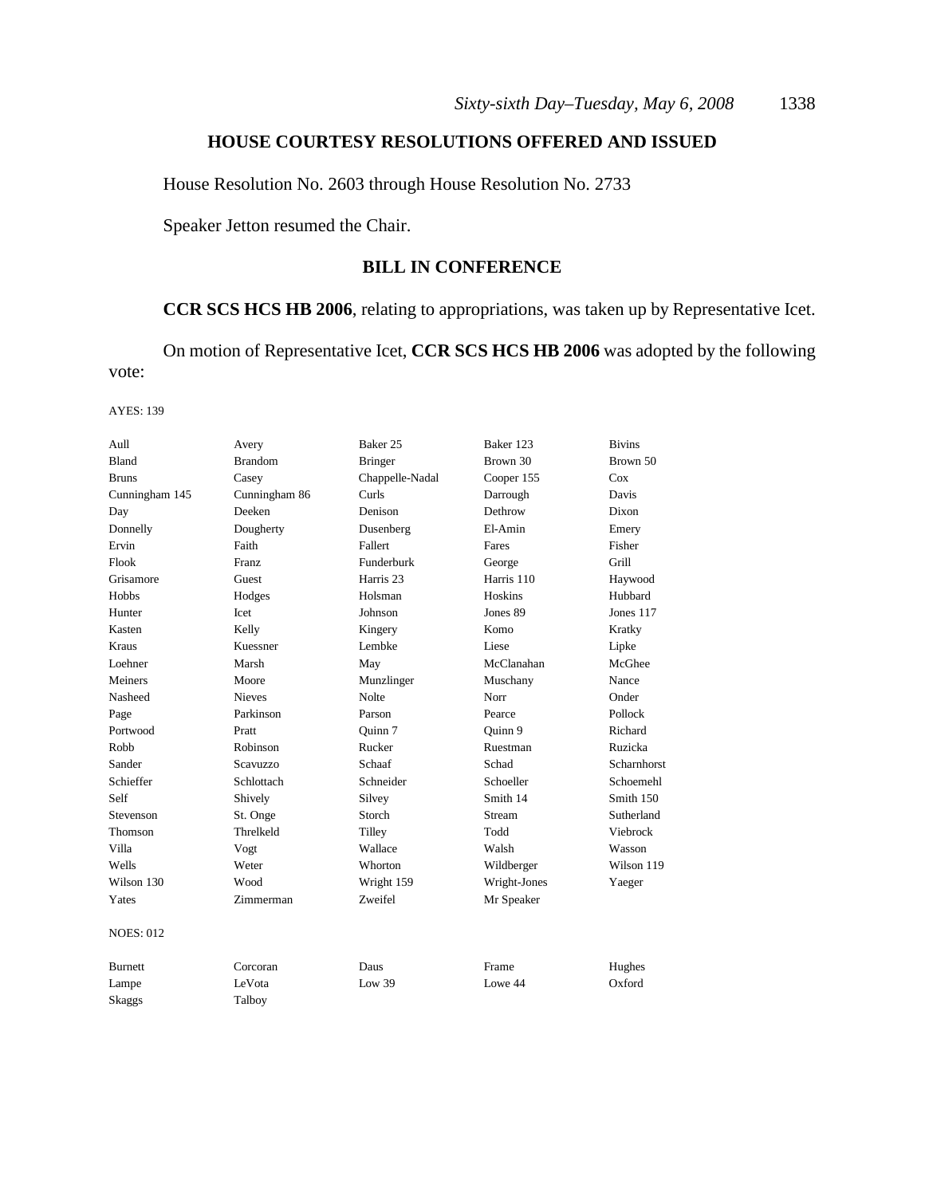## HOUSE COURTESY RESOLUTIONS OFFERED AND ISSUED

House Resolution No. 2603 through House Resolution No. 2733

Speaker Jetton resumed the Chair.

## BILL IN CONFERENCE

**CCR SCS HCS HB 2006**, relating to appropriations, was taken up by Representative Icet.

On motion of Representative Icet, **CCR SCS HCS HB 2006** was adopted by the following vote:

AYES: 139

| | | | | |
|---|---|---|---|---|
| Aull | Avery | Baker 25 | Baker 123 | Bivins |
| Bland | Brandom | Bringer | Brown 30 | Brown 50 |
| Bruns | Casey | Chappelle-Nadal | Cooper 155 | Cox |
| Cunningham 145 | Cunningham 86 | Curls | Darrough | Davis |
| Day | Deeken | Denison | Dethrow | Dixon |
| Donnelly | Dougherty | Dusenberg | El-Amin | Emery |
| Ervin | Faith | Fallert | Fares | Fisher |
| Flook | Franz | Funderburk | George | Grill |
| Grisamore | Guest | Harris 23 | Harris 110 | Haywood |
| Hobbs | Hodges | Holsman | Hoskins | Hubbard |
| Hunter | Icet | Johnson | Jones 89 | Jones 117 |
| Kasten | Kelly | Kingery | Komo | Kratky |
| Kraus | Kuessner | Lembke | Liese | Lipke |
| Loehner | Marsh | May | McClanahan | McGhee |
| Meiners | Moore | Munzlinger | Muschany | Nance |
| Nasheed | Nieves | Nolte | Norr | Onder |
| Page | Parkinson | Parson | Pearce | Pollock |
| Portwood | Pratt | Quinn 7 | Quinn 9 | Richard |
| Robb | Robinson | Rucker | Ruestman | Ruzicka |
| Sander | Scavuzzo | Schaaf | Schad | Scharnhorst |
| Schieffer | Schlottach | Schneider | Schoeller | Schoemehl |
| Self | Shively | Silvey | Smith 14 | Smith 150 |
| Stevenson | St. Onge | Storch | Stream | Sutherland |
| Thomson | Threlkeld | Tilley | Todd | Viebrock |
| Villa | Vogt | Wallace | Walsh | Wasson |
| Wells | Weter | Whorton | Wildberger | Wilson 119 |
| Wilson 130 | Wood | Wright 159 | Wright-Jones | Yaeger |
| Yates | Zimmerman | Zweifel | Mr Speaker | |

NOES: 012

| | | | | |
|---|---|---|---|---|
| Burnett | Corcoran | Daus | Frame | Hughes |
| Lampe | LeVota | Low 39 | Lowe 44 | Oxford |
| Skaggs | Talboy | | | |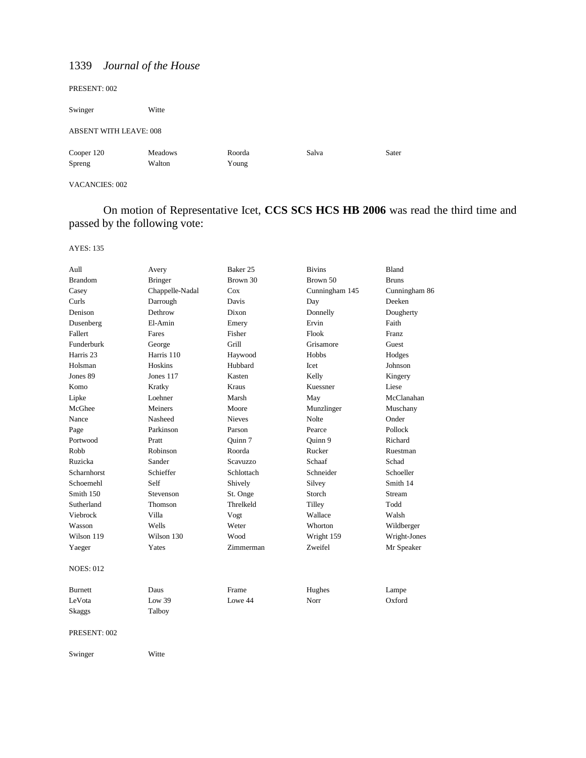PRESENT: 002

| | | | | |
|---|---|---|---|---|
| Swinger | Witte | | | |

ABSENT WITH LEAVE: 008

| | | | | |
|---|---|---|---|---|
| Cooper 120 | Meadows | Roorda | Salva | Sater |
| Spreng | Walton | Young | | |

VACANCIES: 002

On motion of Representative Icet, **CCS SCS HCS HB 2006** was read the third time and passed by the following vote:

AYES: 135

| | | | | |
|---|---|---|---|---|
| Aull | Avery | Baker 25 | Bivins | Bland |
| Brandom | Bringer | Brown 30 | Brown 50 | Bruns |
| Casey | Chappelle-Nadal | Cox | Cunningham 145 | Cunningham 86 |
| Curls | Darrough | Davis | Day | Deeken |
| Denison | Dethrow | Dixon | Donnelly | Dougherty |
| Dusenberg | El-Amin | Emery | Ervin | Faith |
| Fallert | Fares | Fisher | Flook | Franz |
| Funderburk | George | Grill | Grisamore | Guest |
| Harris 23 | Harris 110 | Haywood | Hobbs | Hodges |
| Holsman | Hoskins | Hubbard | Icet | Johnson |
| Jones 89 | Jones 117 | Kasten | Kelly | Kingery |
| Komo | Kratky | Kraus | Kuessner | Liese |
| Lipke | Loehner | Marsh | May | McClanahan |
| McGhee | Meiners | Moore | Munzlinger | Muschany |
| Nance | Nasheed | Nieves | Nolte | Onder |
| Page | Parkinson | Parson | Pearce | Pollock |
| Portwood | Pratt | Quinn 7 | Quinn 9 | Richard |
| Robb | Robinson | Roorda | Rucker | Ruestman |
| Ruzicka | Sander | Scavuzzo | Schaaf | Schad |
| Scharnhorst | Schieffer | Schlottach | Schneider | Schoeller |
| Schoemehl | Self | Shively | Silvey | Smith 14 |
| Smith 150 | Stevenson | St. Onge | Storch | Stream |
| Sutherland | Thomson | Threlkeld | Tilley | Todd |
| Viebrock | Villa | Vogt | Wallace | Walsh |
| Wasson | Wells | Weter | Whorton | Wildberger |
| Wilson 119 | Wilson 130 | Wood | Wright 159 | Wright-Jones |
| Yaeger | Yates | Zimmerman | Zweifel | Mr Speaker |

NOES: 012

| | | | | |
|---|---|---|---|---|
| Burnett | Daus | Frame | Hughes | Lampe |
| LeVota | Low 39 | Lowe 44 | Norr | Oxford |
| Skaggs | Talboy | | | |

PRESENT: 002

| | | | | |
|---|---|---|---|---|
| Swinger | Witte | | | |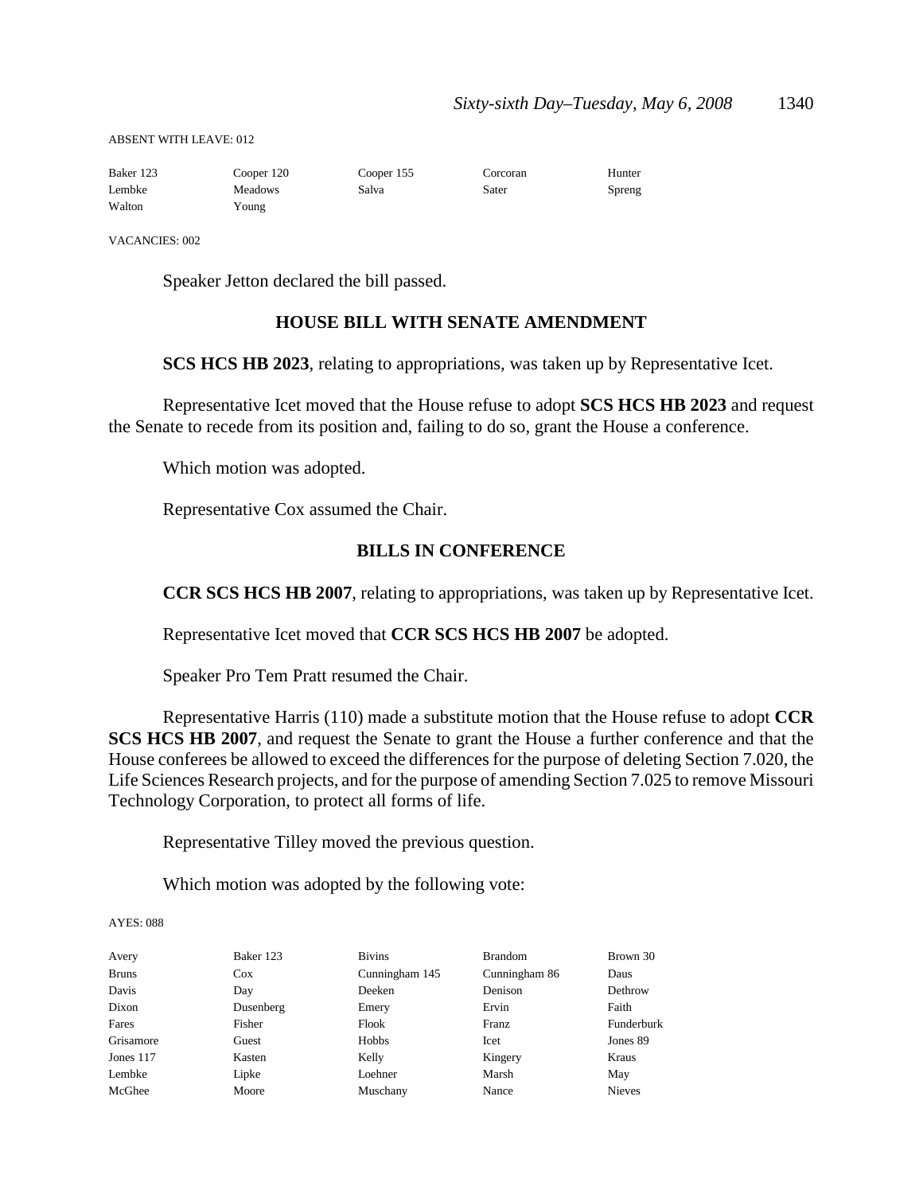ABSENT WITH LEAVE: 012

| | | | | |
|---|---|---|---|---|
| Baker 123 | Cooper 120 | Cooper 155 | Corcoran | Hunter |
| Lembke | Meadows | Salva | Sater | Spreng |
| Walton | Young | | | |

VACANCIES: 002

Speaker Jetton declared the bill passed.

## HOUSE BILL WITH SENATE AMENDMENT

**SCS HCS HB 2023**, relating to appropriations, was taken up by Representative Icet.

Representative Icet moved that the House refuse to adopt **SCS HCS HB 2023** and request the Senate to recede from its position and, failing to do so, grant the House a conference.

Which motion was adopted.

Representative Cox assumed the Chair.

## BILLS IN CONFERENCE

**CCR SCS HCS HB 2007**, relating to appropriations, was taken up by Representative Icet.

Representative Icet moved that **CCR SCS HCS HB 2007** be adopted.

Speaker Pro Tem Pratt resumed the Chair.

Representative Harris (110) made a substitute motion that the House refuse to adopt **CCR SCS HCS HB 2007**, and request the Senate to grant the House a further conference and that the House conferees be allowed to exceed the differences for the purpose of deleting Section 7.020, the Life Sciences Research projects, and for the purpose of amending Section 7.025 to remove Missouri Technology Corporation, to protect all forms of life.

Representative Tilley moved the previous question.

Which motion was adopted by the following vote:

AYES: 088

| | | | | |
|---|---|---|---|---|
| Avery | Baker 123 | Bivins | Brandom | Brown 30 |
| Bruns | Cox | Cunningham 145 | Cunningham 86 | Daus |
| Davis | Day | Deeken | Denison | Dethrow |
| Dixon | Dusenberg | Emery | Ervin | Faith |
| Fares | Fisher | Flook | Franz | Funderburk |
| Grisamore | Guest | Hobbs | Icet | Jones 89 |
| Jones 117 | Kasten | Kelly | Kingery | Kraus |
| Lembke | Lipke | Loehner | Marsh | May |
| McGhee | Moore | Muschany | Nance | Nieves |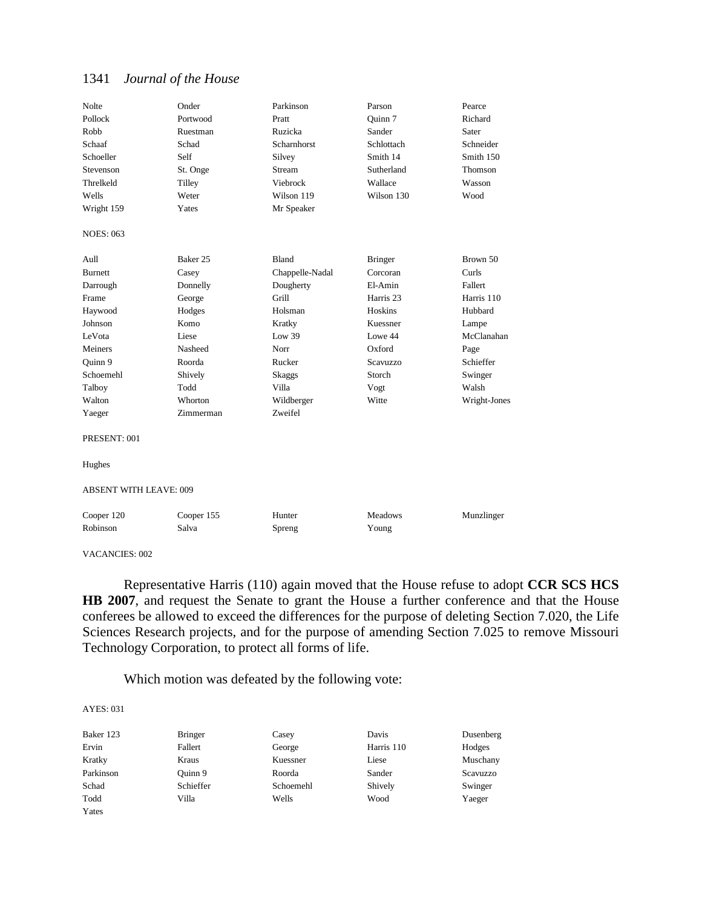| | | | | |
|---|---|---|---|---|
| Nolte | Onder | Parkinson | Parson | Pearce |
| Pollock | Portwood | Pratt | Quinn 7 | Richard |
| Robb | Ruestman | Ruzicka | Sander | Sater |
| Schaaf | Schad | Scharnhorst | Schlottach | Schneider |
| Schoeller | Self | Silvey | Smith 14 | Smith 150 |
| Stevenson | St. Onge | Stream | Sutherland | Thomson |
| Threlkeld | Tilley | Viebrock | Wallace | Wasson |
| Wells | Weter | Wilson 119 | Wilson 130 | Wood |
| Wright 159 | Yates | Mr Speaker | | |

NOES: 063

| | | | | |
|---|---|---|---|---|
| Aull | Baker 25 | Bland | Bringer | Brown 50 |
| Burnett | Casey | Chappelle-Nadal | Corcoran | Curls |
| Darrough | Donnelly | Dougherty | El-Amin | Fallert |
| Frame | George | Grill | Harris 23 | Harris 110 |
| Haywood | Hodges | Holsman | Hoskins | Hubbard |
| Johnson | Komo | Kratky | Kuessner | Lampe |
| LeVota | Liese | Low 39 | Lowe 44 | McClanahan |
| Meiners | Nasheed | Norr | Oxford | Page |
| Quinn 9 | Roorda | Rucker | Scavuzzo | Schieffer |
| Schoemehl | Shively | Skaggs | Storch | Swinger |
| Talboy | Todd | Villa | Vogt | Walsh |
| Walton | Whorton | Wildberger | Witte | Wright-Jones |
| Yaeger | Zimmerman | Zweifel | | |

PRESENT: 001

Hughes

ABSENT WITH LEAVE: 009

| | | | | |
|---|---|---|---|---|
| Cooper 120 | Cooper 155 | Hunter | Meadows | Munzlinger |
| Robinson | Salva | Spreng | Young | |

VACANCIES: 002

Representative Harris (110) again moved that the House refuse to adopt **CCR SCS HCS HB 2007**, and request the Senate to grant the House a further conference and that the House conferees be allowed to exceed the differences for the purpose of deleting Section 7.020, the Life Sciences Research projects, and for the purpose of amending Section 7.025 to remove Missouri Technology Corporation, to protect all forms of life.

Which motion was defeated by the following vote:

AYES: 031

| | | | | |
|---|---|---|---|---|
| Baker 123 | Bringer | Casey | Davis | Dusenberg |
| Ervin | Fallert | George | Harris 110 | Hodges |
| Kratky | Kraus | Kuessner | Liese | Muschany |
| Parkinson | Quinn 9 | Roorda | Sander | Scavuzzo |
| Schad | Schieffer | Schoemehl | Shively | Swinger |
| Todd | Villa | Wells | Wood | Yaeger |
| Yates | | | | |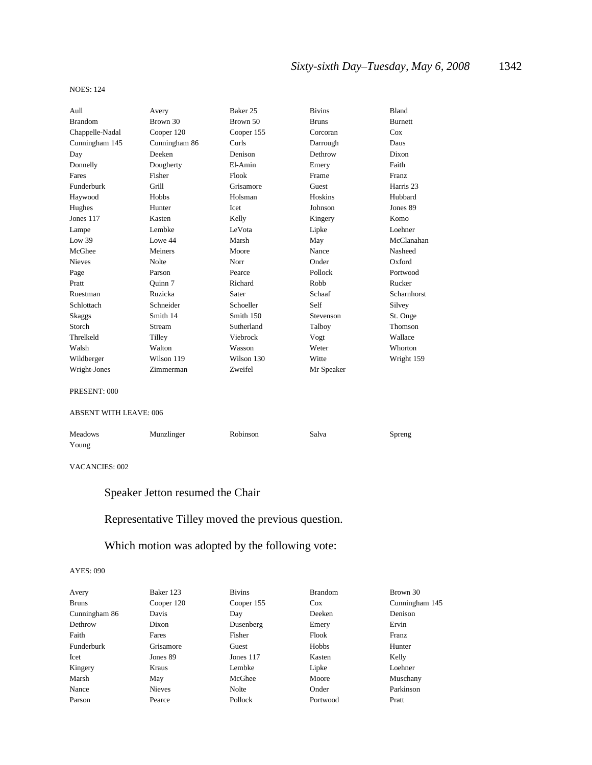NOES: 124

| | | | | |
|---|---|---|---|---|
| Aull | Avery | Baker 25 | Bivins | Bland |
| Brandom | Brown 30 | Brown 50 | Bruns | Burnett |
| Chappelle-Nadal | Cooper 120 | Cooper 155 | Corcoran | Cox |
| Cunningham 145 | Cunningham 86 | Curls | Darrough | Daus |
| Day | Deeken | Denison | Dethrow | Dixon |
| Donnelly | Dougherty | El-Amin | Emery | Faith |
| Fares | Fisher | Flook | Frame | Franz |
| Funderburk | Grill | Grisamore | Guest | Harris 23 |
| Haywood | Hobbs | Holsman | Hoskins | Hubbard |
| Hughes | Hunter | Icet | Johnson | Jones 89 |
| Jones 117 | Kasten | Kelly | Kingery | Komo |
| Lampe | Lembke | LeVota | Lipke | Loehner |
| Low 39 | Lowe 44 | Marsh | May | McClanahan |
| McGhee | Meiners | Moore | Nance | Nasheed |
| Nieves | Nolte | Norr | Onder | Oxford |
| Page | Parson | Pearce | Pollock | Portwood |
| Pratt | Quinn 7 | Richard | Robb | Rucker |
| Ruestman | Ruzicka | Sater | Schaaf | Scharnhorst |
| Schlottach | Schneider | Schoeller | Self | Silvey |
| Skaggs | Smith 14 | Smith 150 | Stevenson | St. Onge |
| Storch | Stream | Sutherland | Talboy | Thomson |
| Threlkeld | Tilley | Viebrock | Vogt | Wallace |
| Walsh | Walton | Wasson | Weter | Whorton |
| Wildberger | Wilson 119 | Wilson 130 | Witte | Wright 159 |
| Wright-Jones | Zimmerman | Zweifel | Mr Speaker | |

PRESENT: 000

ABSENT WITH LEAVE: 006

| | | | | |
|---|---|---|---|---|
| Meadows | Munzlinger | Robinson | Salva | Spreng |
| Young | | | | |

VACANCIES: 002

Speaker Jetton resumed the Chair

Representative Tilley moved the previous question.

Which motion was adopted by the following vote:

AYES: 090

| | | | | |
|---|---|---|---|---|
| Avery | Baker 123 | Bivins | Brandom | Brown 30 |
| Bruns | Cooper 120 | Cooper 155 | Cox | Cunningham 145 |
| Cunningham 86 | Davis | Day | Deeken | Denison |
| Dethrow | Dixon | Dusenberg | Emery | Ervin |
| Faith | Fares | Fisher | Flook | Franz |
| Funderburk | Grisamore | Guest | Hobbs | Hunter |
| Icet | Jones 89 | Jones 117 | Kasten | Kelly |
| Kingery | Kraus | Lembke | Lipke | Loehner |
| Marsh | May | McGhee | Moore | Muschany |
| Nance | Nieves | Nolte | Onder | Parkinson |
| Parson | Pearce | Pollock | Portwood | Pratt |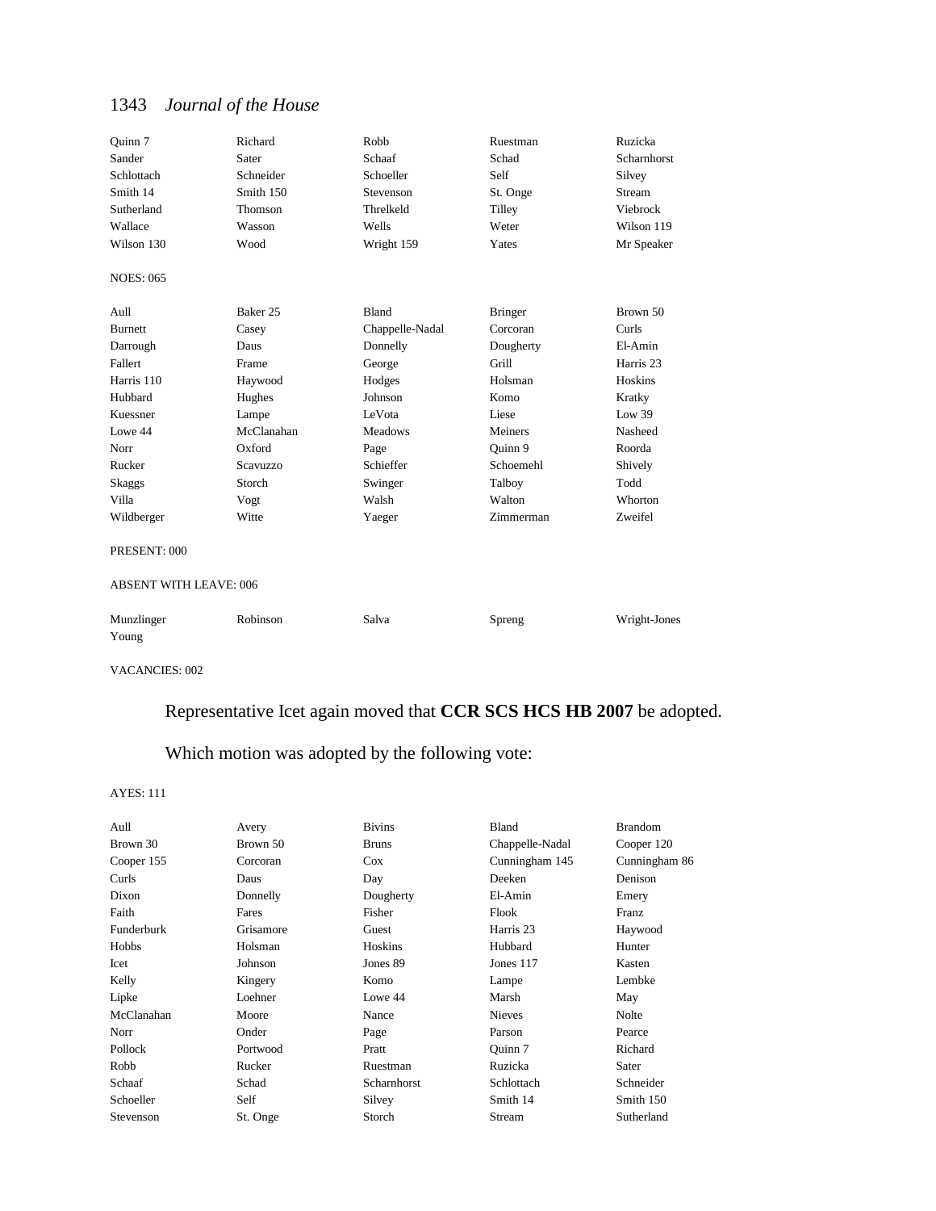| | | | | |
|---|---|---|---|---|
| Quinn 7 | Richard | Robb | Ruestman | Ruzicka |
| Sander | Sater | Schaaf | Schad | Scharnhorst |
| Schlottach | Schneider | Schoeller | Self | Silvey |
| Smith 14 | Smith 150 | Stevenson | St. Onge | Stream |
| Sutherland | Thomson | Threlkeld | Tilley | Viebrock |
| Wallace | Wasson | Wells | Weter | Wilson 119 |
| Wilson 130 | Wood | Wright 159 | Yates | Mr Speaker |

NOES: 065

| | | | | |
|---|---|---|---|---|
| Aull | Baker 25 | Bland | Bringer | Brown 50 |
| Burnett | Casey | Chappelle-Nadal | Corcoran | Curls |
| Darrough | Daus | Donnelly | Dougherty | El-Amin |
| Fallert | Frame | George | Grill | Harris 23 |
| Harris 110 | Haywood | Hodges | Holsman | Hoskins |
| Hubbard | Hughes | Johnson | Komo | Kratky |
| Kuessner | Lampe | LeVota | Liese | Low 39 |
| Lowe 44 | McClanahan | Meadows | Meiners | Nasheed |
| Norr | Oxford | Page | Quinn 9 | Roorda |
| Rucker | Scavuzzo | Schieffer | Schoemehl | Shively |
| Skaggs | Storch | Swinger | Talboy | Todd |
| Villa | Vogt | Walsh | Walton | Whorton |
| Wildberger | Witte | Yaeger | Zimmerman | Zweifel |

PRESENT: 000

ABSENT WITH LEAVE: 006

| | | | | |
|---|---|---|---|---|
| Munzlinger | Robinson | Salva | Spreng | Wright-Jones |
| Young | | | | |

VACANCIES: 002

Representative Icet again moved that **CCR SCS HCS HB 2007** be adopted.

Which motion was adopted by the following vote:

AYES: 111

| | | | | |
|---|---|---|---|---|
| Aull | Avery | Bivins | Bland | Brandom |
| Brown 30 | Brown 50 | Bruns | Chappelle-Nadal | Cooper 120 |
| Cooper 155 | Corcoran | Cox | Cunningham 145 | Cunningham 86 |
| Curls | Daus | Day | Deeken | Denison |
| Dixon | Donnelly | Dougherty | El-Amin | Emery |
| Faith | Fares | Fisher | Flook | Franz |
| Funderburk | Grisamore | Guest | Harris 23 | Haywood |
| Hobbs | Holsman | Hoskins | Hubbard | Hunter |
| Icet | Johnson | Jones 89 | Jones 117 | Kasten |
| Kelly | Kingery | Komo | Lampe | Lembke |
| Lipke | Loehner | Lowe 44 | Marsh | May |
| McClanahan | Moore | Nance | Nieves | Nolte |
| Norr | Onder | Page | Parson | Pearce |
| Pollock | Portwood | Pratt | Quinn 7 | Richard |
| Robb | Rucker | Ruestman | Ruzicka | Sater |
| Schaaf | Schad | Scharnhorst | Schlottach | Schneider |
| Schoeller | Self | Silvey | Smith 14 | Smith 150 |
| Stevenson | St. Onge | Storch | Stream | Sutherland |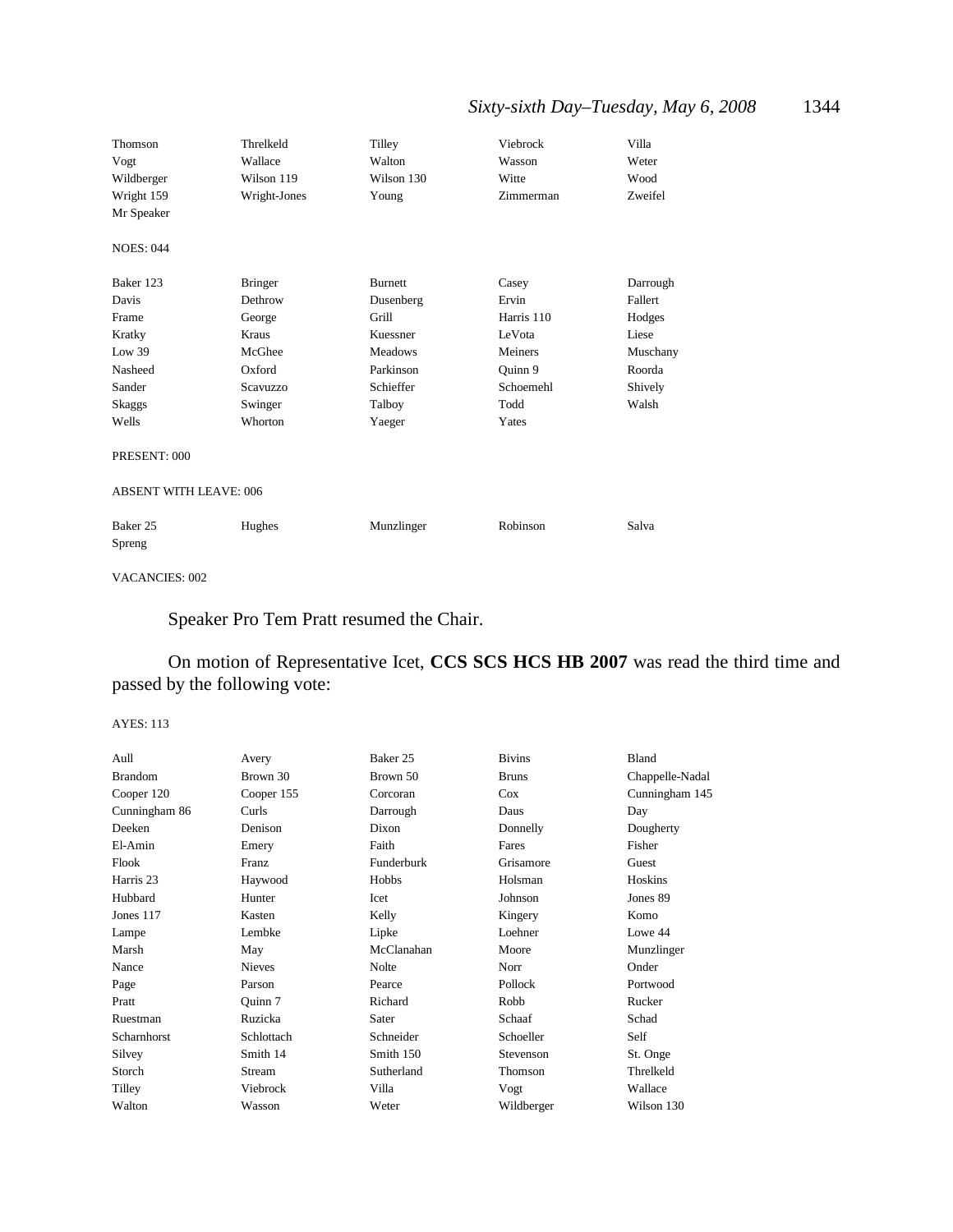| | | | | |
|---|---|---|---|---|
| Thomson | Threlkeld | Tilley | Viebrock | Villa |
| Vogt | Wallace | Walton | Wasson | Weter |
| Wildberger | Wilson 119 | Wilson 130 | Witte | Wood |
| Wright 159 | Wright-Jones | Young | Zimmerman | Zweifel |
| Mr Speaker | | | | |

NOES: 044

| | | | | |
|---|---|---|---|---|
| Baker 123 | Bringer | Burnett | Casey | Darrough |
| Davis | Dethrow | Dusenberg | Ervin | Fallert |
| Frame | George | Grill | Harris 110 | Hodges |
| Kratky | Kraus | Kuessner | LeVota | Liese |
| Low 39 | McGhee | Meadows | Meiners | Muschany |
| Nasheed | Oxford | Parkinson | Quinn 9 | Roorda |
| Sander | Scavuzzo | Schieffer | Schoemehl | Shively |
| Skaggs | Swinger | Talboy | Todd | Walsh |
| Wells | Whorton | Yaeger | Yates | |

PRESENT: 000

ABSENT WITH LEAVE: 006

| | | | | |
|---|---|---|---|---|
| Baker 25 | Hughes | Munzlinger | Robinson | Salva |
| Spreng | | | | |

VACANCIES: 002

Speaker Pro Tem Pratt resumed the Chair.

On motion of Representative Icet, **CCS SCS HCS HB 2007** was read the third time and passed by the following vote:

AYES: 113

| | | | | |
|---|---|---|---|---|
| Aull | Avery | Baker 25 | Bivins | Bland |
| Brandom | Brown 30 | Brown 50 | Bruns | Chappelle-Nadal |
| Cooper 120 | Cooper 155 | Corcoran | Cox | Cunningham 145 |
| Cunningham 86 | Curls | Darrough | Daus | Day |
| Deeken | Denison | Dixon | Donnelly | Dougherty |
| El-Amin | Emery | Faith | Fares | Fisher |
| Flook | Franz | Funderburk | Grisamore | Guest |
| Harris 23 | Haywood | Hobbs | Holsman | Hoskins |
| Hubbard | Hunter | Icet | Johnson | Jones 89 |
| Jones 117 | Kasten | Kelly | Kingery | Komo |
| Lampe | Lembke | Lipke | Loehner | Lowe 44 |
| Marsh | May | McClanahan | Moore | Munzlinger |
| Nance | Nieves | Nolte | Norr | Onder |
| Page | Parson | Pearce | Pollock | Portwood |
| Pratt | Quinn 7 | Richard | Robb | Rucker |
| Ruestman | Ruzicka | Sater | Schaaf | Schad |
| Scharnhorst | Schlottach | Schneider | Schoeller | Self |
| Silvey | Smith 14 | Smith 150 | Stevenson | St. Onge |
| Storch | Stream | Sutherland | Thomson | Threlkeld |
| Tilley | Viebrock | Villa | Vogt | Wallace |
| Walton | Wasson | Weter | Wildberger | Wilson 130 |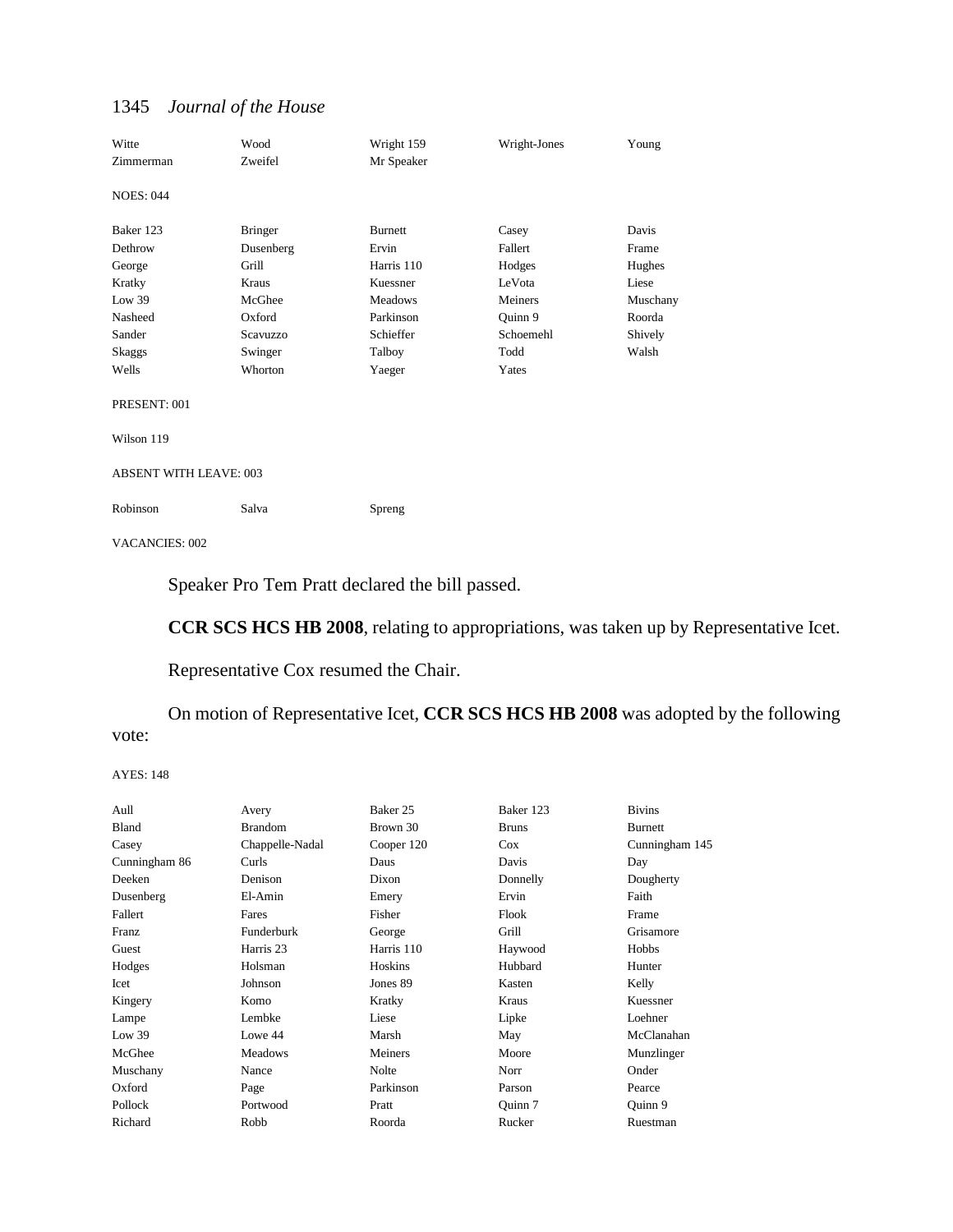| | | | | |
|---|---|---|---|---|
| Witte | Wood | Wright 159 | Wright-Jones | Young |
| Zimmerman | Zweifel | Mr Speaker | | |

NOES: 044

| | | | | |
|---|---|---|---|---|
| Baker 123 | Bringer | Burnett | Casey | Davis |
| Dethrow | Dusenberg | Ervin | Fallert | Frame |
| George | Grill | Harris 110 | Hodges | Hughes |
| Kratky | Kraus | Kuessner | LeVota | Liese |
| Low 39 | McGhee | Meadows | Meiners | Muschany |
| Nasheed | Oxford | Parkinson | Quinn 9 | Roorda |
| Sander | Scavuzzo | Schieffer | Schoemehl | Shively |
| Skaggs | Swinger | Talboy | Todd | Walsh |
| Wells | Whorton | Yaeger | Yates | |

PRESENT: 001

Wilson 119

ABSENT WITH LEAVE: 003

| | | |
|---|---|---|
| Robinson | Salva | Spreng |

VACANCIES: 002

Speaker Pro Tem Pratt declared the bill passed.

**CCR SCS HCS HB 2008**, relating to appropriations, was taken up by Representative Icet.

Representative Cox resumed the Chair.

On motion of Representative Icet, **CCR SCS HCS HB 2008** was adopted by the following vote:

AYES: 148

| | | | | |
|---|---|---|---|---|
| Aull | Avery | Baker 25 | Baker 123 | Bivins |
| Bland | Brandom | Brown 30 | Bruns | Burnett |
| Casey | Chappelle-Nadal | Cooper 120 | Cox | Cunningham 145 |
| Cunningham 86 | Curls | Daus | Davis | Day |
| Deeken | Denison | Dixon | Donnelly | Dougherty |
| Dusenberg | El-Amin | Emery | Ervin | Faith |
| Fallert | Fares | Fisher | Flook | Frame |
| Franz | Funderburk | George | Grill | Grisamore |
| Guest | Harris 23 | Harris 110 | Haywood | Hobbs |
| Hodges | Holsman | Hoskins | Hubbard | Hunter |
| Icet | Johnson | Jones 89 | Kasten | Kelly |
| Kingery | Komo | Kratky | Kraus | Kuessner |
| Lampe | Lembke | Liese | Lipke | Loehner |
| Low 39 | Lowe 44 | Marsh | May | McClanahan |
| McGhee | Meadows | Meiners | Moore | Munzlinger |
| Muschany | Nance | Nolte | Norr | Onder |
| Oxford | Page | Parkinson | Parson | Pearce |
| Pollock | Portwood | Pratt | Quinn 7 | Quinn 9 |
| Richard | Robb | Roorda | Rucker | Ruestman |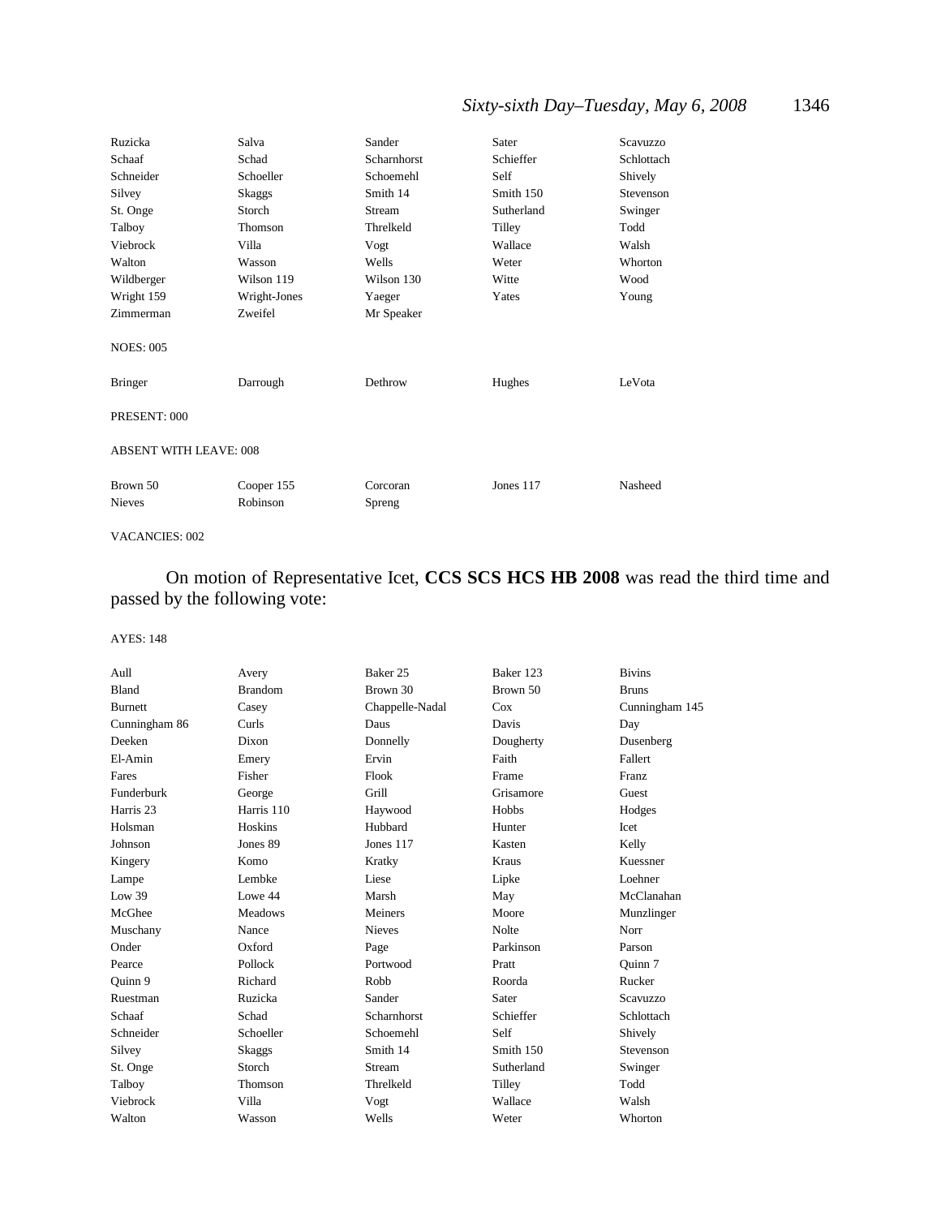| | | | | |
|---|---|---|---|---|
| Ruzicka | Salva | Sander | Sater | Scavuzzo |
| Schaaf | Schad | Scharnhorst | Schieffer | Schlottach |
| Schneider | Schoeller | Schoemehl | Self | Shively |
| Silvey | Skaggs | Smith 14 | Smith 150 | Stevenson |
| St. Onge | Storch | Stream | Sutherland | Swinger |
| Talboy | Thomson | Threlkeld | Tilley | Todd |
| Viebrock | Villa | Vogt | Wallace | Walsh |
| Walton | Wasson | Wells | Weter | Whorton |
| Wildberger | Wilson 119 | Wilson 130 | Witte | Wood |
| Wright 159 | Wright-Jones | Yaeger | Yates | Young |
| Zimmerman | Zweifel | Mr Speaker | | |

NOES: 005

| | | | | |
|---|---|---|---|---|
| Bringer | Darrough | Dethrow | Hughes | LeVota |

PRESENT: 000

ABSENT WITH LEAVE: 008

| | | | | |
|---|---|---|---|---|
| Brown 50 | Cooper 155 | Corcoran | Jones 117 | Nasheed |
| Nieves | Robinson | Spreng | | |

VACANCIES: 002

On motion of Representative Icet, **CCS SCS HCS HB 2008** was read the third time and passed by the following vote:

AYES: 148

| | | | | |
|---|---|---|---|---|
| Aull | Avery | Baker 25 | Baker 123 | Bivins |
| Bland | Brandom | Brown 30 | Brown 50 | Bruns |
| Burnett | Casey | Chappelle-Nadal | Cox | Cunningham 145 |
| Cunningham 86 | Curls | Daus | Davis | Day |
| Deeken | Dixon | Donnelly | Dougherty | Dusenberg |
| El-Amin | Emery | Ervin | Faith | Fallert |
| Fares | Fisher | Flook | Frame | Franz |
| Funderburk | George | Grill | Grisamore | Guest |
| Harris 23 | Harris 110 | Haywood | Hobbs | Hodges |
| Holsman | Hoskins | Hubbard | Hunter | Icet |
| Johnson | Jones 89 | Jones 117 | Kasten | Kelly |
| Kingery | Komo | Kratky | Kraus | Kuessner |
| Lampe | Lembke | Liese | Lipke | Loehner |
| Low 39 | Lowe 44 | Marsh | May | McClanahan |
| McGhee | Meadows | Meiners | Moore | Munzlinger |
| Muschany | Nance | Nieves | Nolte | Norr |
| Onder | Oxford | Page | Parkinson | Parson |
| Pearce | Pollock | Portwood | Pratt | Quinn 7 |
| Quinn 9 | Richard | Robb | Roorda | Rucker |
| Ruestman | Ruzicka | Sander | Sater | Scavuzzo |
| Schaaf | Schad | Scharnhorst | Schieffer | Schlottach |
| Schneider | Schoeller | Schoemehl | Self | Shively |
| Silvey | Skaggs | Smith 14 | Smith 150 | Stevenson |
| St. Onge | Storch | Stream | Sutherland | Swinger |
| Talboy | Thomson | Threlkeld | Tilley | Todd |
| Viebrock | Villa | Vogt | Wallace | Walsh |
| Walton | Wasson | Wells | Weter | Whorton |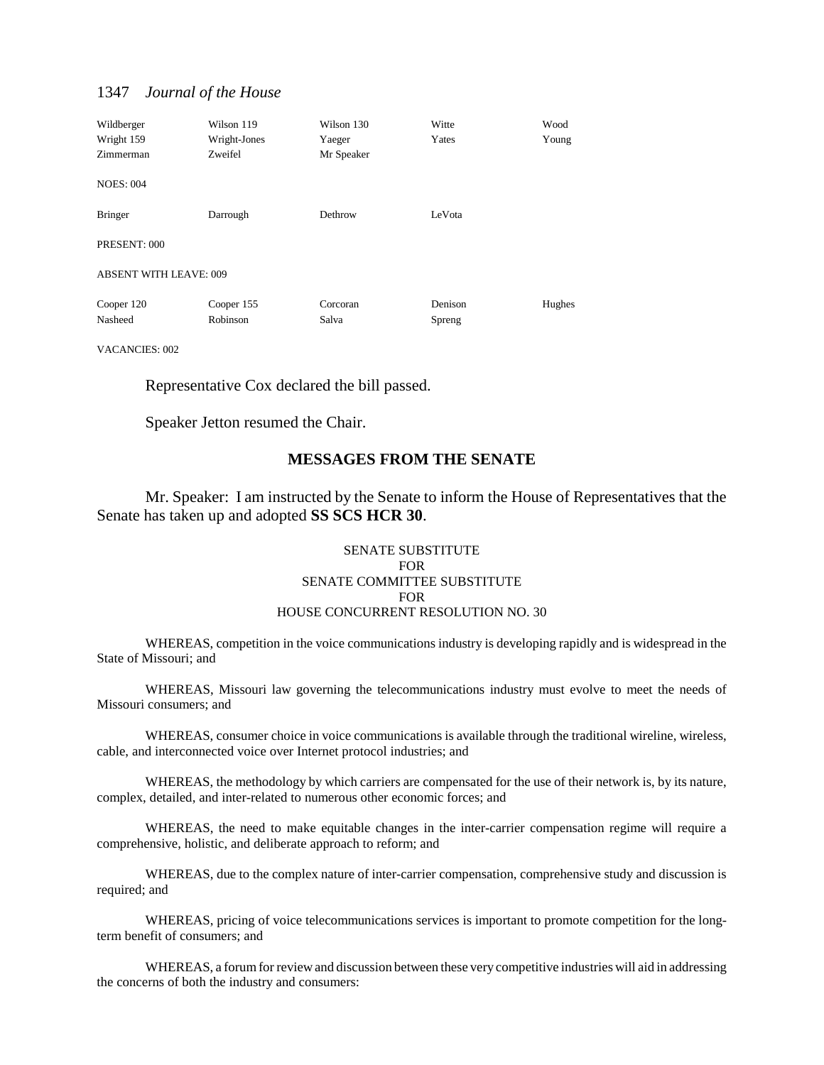| Wildberger | Wilson 119 | Wilson 130 | Witte | Wood |
|---|---|---|---|---|
| Wright 159 | Wright-Jones | Yaeger | Yates | Young |
| Zimmerman | Zweifel | Mr Speaker | | |

NOES: 004

| Bringer | Darrough | Dethrow | LeVota |
|---|---|---|---|

PRESENT: 000

ABSENT WITH LEAVE: 009

| Cooper 120 | Cooper 155 | Corcoran | Denison | Hughes |
|---|---|---|---|---|
| Nasheed | Robinson | Salva | Spreng | |

VACANCIES: 002

Representative Cox declared the bill passed.

Speaker Jetton resumed the Chair.

## MESSAGES FROM THE SENATE

Mr. Speaker: I am instructed by the Senate to inform the House of Representatives that the Senate has taken up and adopted **SS SCS HCR 30**.

SENATE SUBSTITUTE
FOR
SENATE COMMITTEE SUBSTITUTE
FOR
HOUSE CONCURRENT RESOLUTION NO. 30

WHEREAS, competition in the voice communications industry is developing rapidly and is widespread in the State of Missouri; and

WHEREAS, Missouri law governing the telecommunications industry must evolve to meet the needs of Missouri consumers; and

WHEREAS, consumer choice in voice communications is available through the traditional wireline, wireless, cable, and interconnected voice over Internet protocol industries; and

WHEREAS, the methodology by which carriers are compensated for the use of their network is, by its nature, complex, detailed, and inter-related to numerous other economic forces; and

WHEREAS, the need to make equitable changes in the inter-carrier compensation regime will require a comprehensive, holistic, and deliberate approach to reform; and

WHEREAS, due to the complex nature of inter-carrier compensation, comprehensive study and discussion is required; and

WHEREAS, pricing of voice telecommunications services is important to promote competition for the long-term benefit of consumers; and

WHEREAS, a forum for review and discussion between these very competitive industries will aid in addressing the concerns of both the industry and consumers: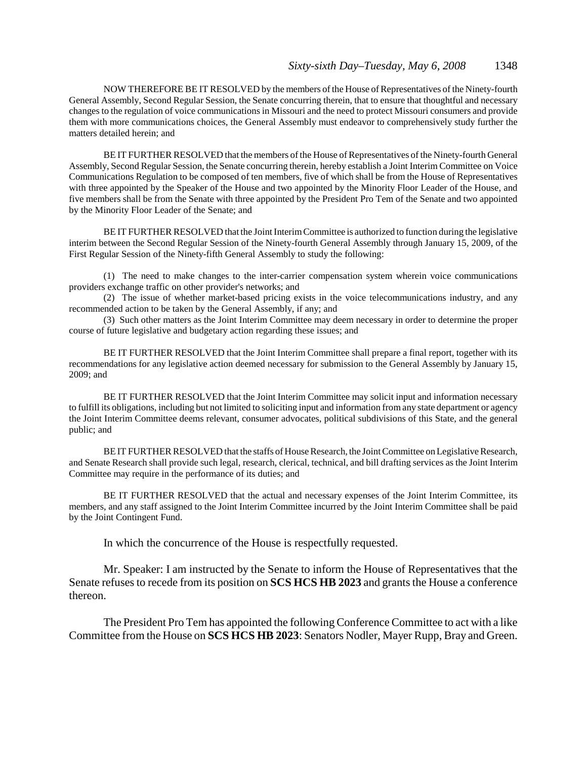NOW THEREFORE BE IT RESOLVED by the members of the House of Representatives of the Ninety-fourth General Assembly, Second Regular Session, the Senate concurring therein, that to ensure that thoughtful and necessary changes to the regulation of voice communications in Missouri and the need to protect Missouri consumers and provide them with more communications choices, the General Assembly must endeavor to comprehensively study further the matters detailed herein; and

BE IT FURTHER RESOLVED that the members of the House of Representatives of the Ninety-fourth General Assembly, Second Regular Session, the Senate concurring therein, hereby establish a Joint Interim Committee on Voice Communications Regulation to be composed of ten members, five of which shall be from the House of Representatives with three appointed by the Speaker of the House and two appointed by the Minority Floor Leader of the House, and five members shall be from the Senate with three appointed by the President Pro Tem of the Senate and two appointed by the Minority Floor Leader of the Senate; and

BE IT FURTHER RESOLVED that the Joint Interim Committee is authorized to function during the legislative interim between the Second Regular Session of the Ninety-fourth General Assembly through January 15, 2009, of the First Regular Session of the Ninety-fifth General Assembly to study the following:

(1) The need to make changes to the inter-carrier compensation system wherein voice communications providers exchange traffic on other provider's networks; and

(2) The issue of whether market-based pricing exists in the voice telecommunications industry, and any recommended action to be taken by the General Assembly, if any; and

(3) Such other matters as the Joint Interim Committee may deem necessary in order to determine the proper course of future legislative and budgetary action regarding these issues; and

BE IT FURTHER RESOLVED that the Joint Interim Committee shall prepare a final report, together with its recommendations for any legislative action deemed necessary for submission to the General Assembly by January 15, 2009; and

BE IT FURTHER RESOLVED that the Joint Interim Committee may solicit input and information necessary to fulfill its obligations, including but not limited to soliciting input and information from any state department or agency the Joint Interim Committee deems relevant, consumer advocates, political subdivisions of this State, and the general public; and

BE IT FURTHER RESOLVED that the staffs of House Research, the Joint Committee on Legislative Research, and Senate Research shall provide such legal, research, clerical, technical, and bill drafting services as the Joint Interim Committee may require in the performance of its duties; and

BE IT FURTHER RESOLVED that the actual and necessary expenses of the Joint Interim Committee, its members, and any staff assigned to the Joint Interim Committee incurred by the Joint Interim Committee shall be paid by the Joint Contingent Fund.

In which the concurrence of the House is respectfully requested.

Mr. Speaker: I am instructed by the Senate to inform the House of Representatives that the Senate refuses to recede from its position on **SCS HCS HB 2023** and grants the House a conference thereon.

The President Pro Tem has appointed the following Conference Committee to act with a like Committee from the House on **SCS HCS HB 2023**: Senators Nodler, Mayer Rupp, Bray and Green.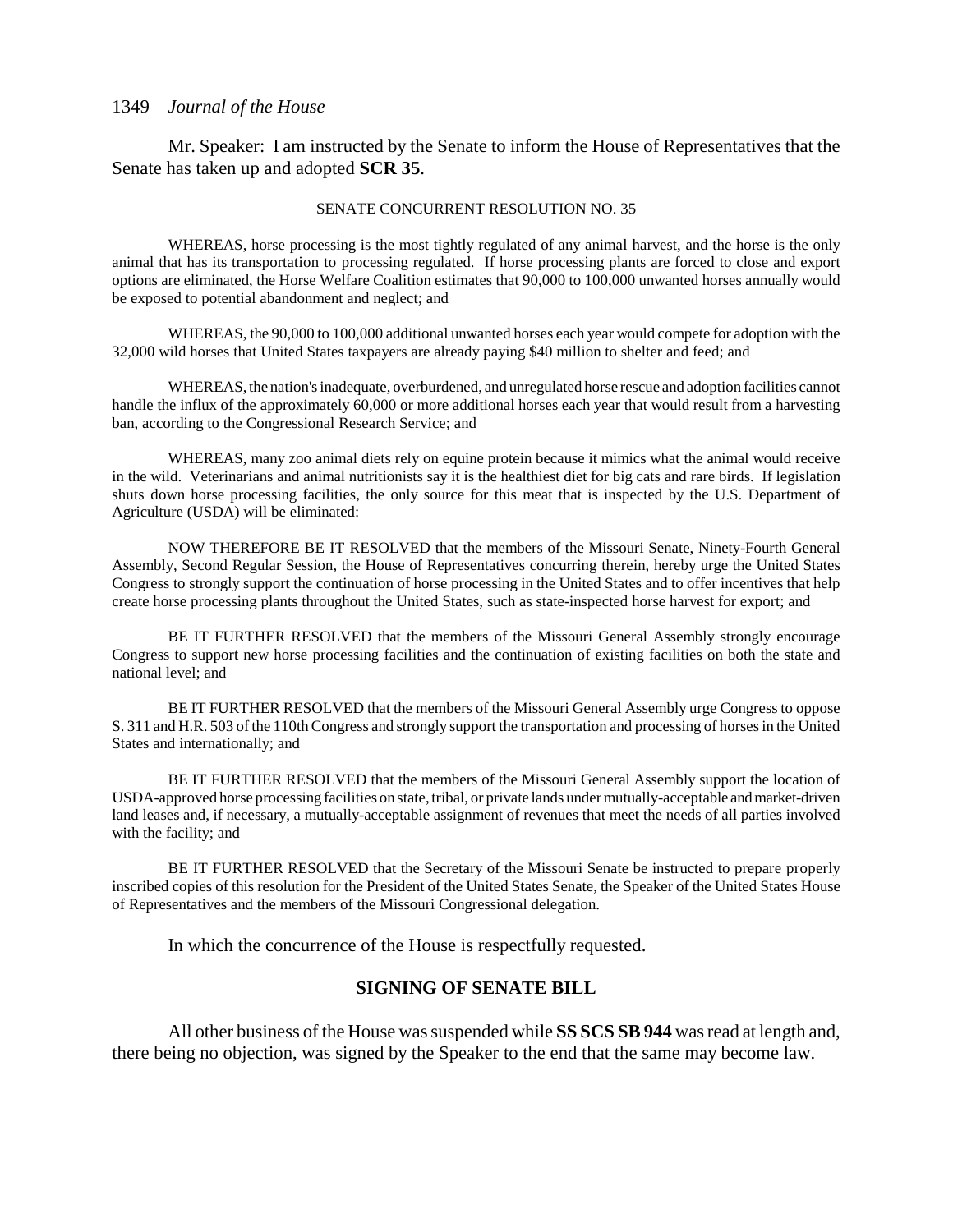Mr. Speaker: I am instructed by the Senate to inform the House of Representatives that the Senate has taken up and adopted **SCR 35**.

SENATE CONCURRENT RESOLUTION NO. 35

WHEREAS, horse processing is the most tightly regulated of any animal harvest, and the horse is the only animal that has its transportation to processing regulated. If horse processing plants are forced to close and export options are eliminated, the Horse Welfare Coalition estimates that 90,000 to 100,000 unwanted horses annually would be exposed to potential abandonment and neglect; and

WHEREAS, the 90,000 to 100,000 additional unwanted horses each year would compete for adoption with the 32,000 wild horses that United States taxpayers are already paying $40 million to shelter and feed; and

WHEREAS, the nation's inadequate, overburdened, and unregulated horse rescue and adoption facilities cannot handle the influx of the approximately 60,000 or more additional horses each year that would result from a harvesting ban, according to the Congressional Research Service; and

WHEREAS, many zoo animal diets rely on equine protein because it mimics what the animal would receive in the wild. Veterinarians and animal nutritionists say it is the healthiest diet for big cats and rare birds. If legislation shuts down horse processing facilities, the only source for this meat that is inspected by the U.S. Department of Agriculture (USDA) will be eliminated:

NOW THEREFORE BE IT RESOLVED that the members of the Missouri Senate, Ninety-Fourth General Assembly, Second Regular Session, the House of Representatives concurring therein, hereby urge the United States Congress to strongly support the continuation of horse processing in the United States and to offer incentives that help create horse processing plants throughout the United States, such as state-inspected horse harvest for export; and

BE IT FURTHER RESOLVED that the members of the Missouri General Assembly strongly encourage Congress to support new horse processing facilities and the continuation of existing facilities on both the state and national level; and

BE IT FURTHER RESOLVED that the members of the Missouri General Assembly urge Congress to oppose S. 311 and H.R. 503 of the 110th Congress and strongly support the transportation and processing of horses in the United States and internationally; and

BE IT FURTHER RESOLVED that the members of the Missouri General Assembly support the location of USDA-approved horse processing facilities on state, tribal, or private lands under mutually-acceptable and market-driven land leases and, if necessary, a mutually-acceptable assignment of revenues that meet the needs of all parties involved with the facility; and

BE IT FURTHER RESOLVED that the Secretary of the Missouri Senate be instructed to prepare properly inscribed copies of this resolution for the President of the United States Senate, the Speaker of the United States House of Representatives and the members of the Missouri Congressional delegation.

In which the concurrence of the House is respectfully requested.

## SIGNING OF SENATE BILL

All other business of the House was suspended while **SS SCS SB 944** was read at length and, there being no objection, was signed by the Speaker to the end that the same may become law.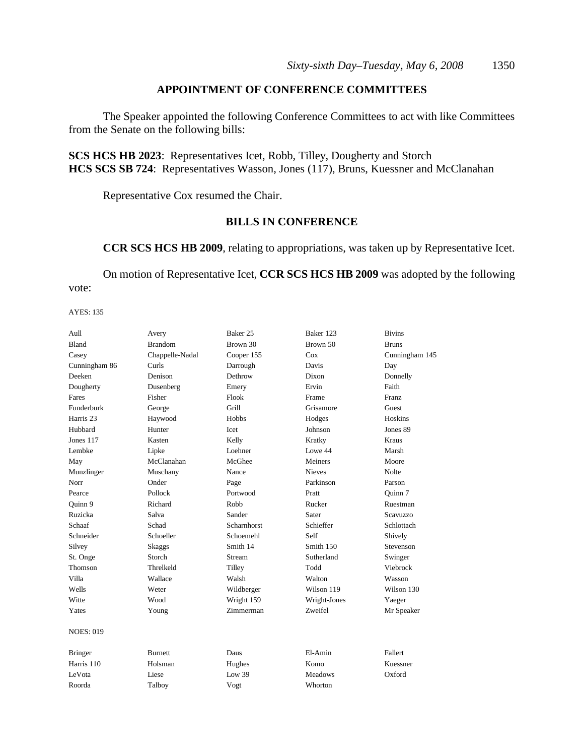## APPOINTMENT OF CONFERENCE COMMITTEES

The Speaker appointed the following Conference Committees to act with like Committees from the Senate on the following bills:

**SCS HCS HB 2023**: Representatives Icet, Robb, Tilley, Dougherty and Storch
**HCS SCS SB 724**: Representatives Wasson, Jones (117), Bruns, Kuessner and McClanahan

Representative Cox resumed the Chair.

## BILLS IN CONFERENCE

**CCR SCS HCS HB 2009**, relating to appropriations, was taken up by Representative Icet.

On motion of Representative Icet, **CCR SCS HCS HB 2009** was adopted by the following vote:

AYES: 135

| | | | | |
|---|---|---|---|---|
| Aull | Avery | Baker 25 | Baker 123 | Bivins |
| Bland | Brandom | Brown 30 | Brown 50 | Bruns |
| Casey | Chappelle-Nadal | Cooper 155 | Cox | Cunningham 145 |
| Cunningham 86 | Curls | Darrough | Davis | Day |
| Deeken | Denison | Dethrow | Dixon | Donnelly |
| Dougherty | Dusenberg | Emery | Ervin | Faith |
| Fares | Fisher | Flook | Frame | Franz |
| Funderburk | George | Grill | Grisamore | Guest |
| Harris 23 | Haywood | Hobbs | Hodges | Hoskins |
| Hubbard | Hunter | Icet | Johnson | Jones 89 |
| Jones 117 | Kasten | Kelly | Kratky | Kraus |
| Lembke | Lipke | Loehner | Lowe 44 | Marsh |
| May | McClanahan | McGhee | Meiners | Moore |
| Munzlinger | Muschany | Nance | Nieves | Nolte |
| Norr | Onder | Page | Parkinson | Parson |
| Pearce | Pollock | Portwood | Pratt | Quinn 7 |
| Quinn 9 | Richard | Robb | Rucker | Ruestman |
| Ruzicka | Salva | Sander | Sater | Scavuzzo |
| Schaaf | Schad | Scharnhorst | Schieffer | Schlottach |
| Schneider | Schoeller | Schoemehl | Self | Shively |
| Silvey | Skaggs | Smith 14 | Smith 150 | Stevenson |
| St. Onge | Storch | Stream | Sutherland | Swinger |
| Thomson | Threlkeld | Tilley | Todd | Viebrock |
| Villa | Wallace | Walsh | Walton | Wasson |
| Wells | Weter | Wildberger | Wilson 119 | Wilson 130 |
| Witte | Wood | Wright 159 | Wright-Jones | Yaeger |
| Yates | Young | Zimmerman | Zweifel | Mr Speaker |

NOES: 019

| | | | | |
|---|---|---|---|---|
| Bringer | Burnett | Daus | El-Amin | Fallert |
| Harris 110 | Holsman | Hughes | Komo | Kuessner |
| LeVota | Liese | Low 39 | Meadows | Oxford |
| Roorda | Talboy | Vogt | Whorton | |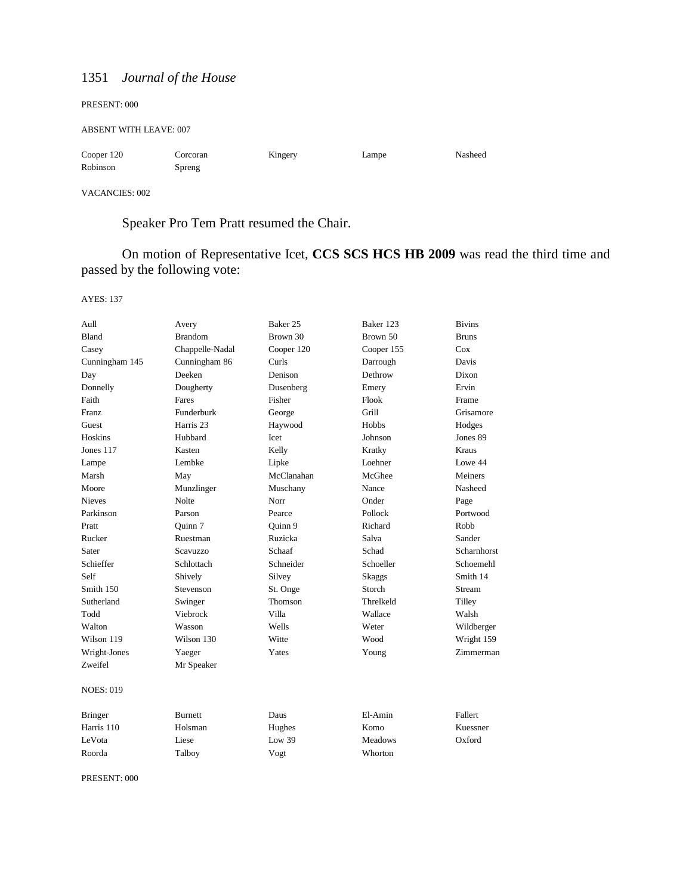PRESENT: 000

ABSENT WITH LEAVE: 007

| | | | | |
|---|---|---|---|---|
| Cooper 120 | Corcoran | Kingery | Lampe | Nasheed |
| Robinson | Spreng | | | |

VACANCIES: 002

Speaker Pro Tem Pratt resumed the Chair.

On motion of Representative Icet, **CCS SCS HCS HB 2009** was read the third time and passed by the following vote:

AYES: 137

| | | | | |
|---|---|---|---|---|
| Aull | Avery | Baker 25 | Baker 123 | Bivins |
| Bland | Brandom | Brown 30 | Brown 50 | Bruns |
| Casey | Chappelle-Nadal | Cooper 120 | Cooper 155 | Cox |
| Cunningham 145 | Cunningham 86 | Curls | Darrough | Davis |
| Day | Deeken | Denison | Dethrow | Dixon |
| Donnelly | Dougherty | Dusenberg | Emery | Ervin |
| Faith | Fares | Fisher | Flook | Frame |
| Franz | Funderburk | George | Grill | Grisamore |
| Guest | Harris 23 | Haywood | Hobbs | Hodges |
| Hoskins | Hubbard | Icet | Johnson | Jones 89 |
| Jones 117 | Kasten | Kelly | Kratky | Kraus |
| Lampe | Lembke | Lipke | Loehner | Lowe 44 |
| Marsh | May | McClanahan | McGhee | Meiners |
| Moore | Munzlinger | Muschany | Nance | Nasheed |
| Nieves | Nolte | Norr | Onder | Page |
| Parkinson | Parson | Pearce | Pollock | Portwood |
| Pratt | Quinn 7 | Quinn 9 | Richard | Robb |
| Rucker | Ruestman | Ruzicka | Salva | Sander |
| Sater | Scavuzzo | Schaaf | Schad | Scharnhorst |
| Schieffer | Schlottach | Schneider | Schoeller | Schoemehl |
| Self | Shively | Silvey | Skaggs | Smith 14 |
| Smith 150 | Stevenson | St. Onge | Storch | Stream |
| Sutherland | Swinger | Thomson | Threlkeld | Tilley |
| Todd | Viebrock | Villa | Wallace | Walsh |
| Walton | Wasson | Wells | Weter | Wildberger |
| Wilson 119 | Wilson 130 | Witte | Wood | Wright 159 |
| Wright-Jones | Yaeger | Yates | Young | Zimmerman |
| Zweifel | Mr Speaker | | | |

NOES: 019

| | | | | |
|---|---|---|---|---|
| Bringer | Burnett | Daus | El-Amin | Fallert |
| Harris 110 | Holsman | Hughes | Komo | Kuessner |
| LeVota | Liese | Low 39 | Meadows | Oxford |
| Roorda | Talboy | Vogt | Whorton | |

PRESENT: 000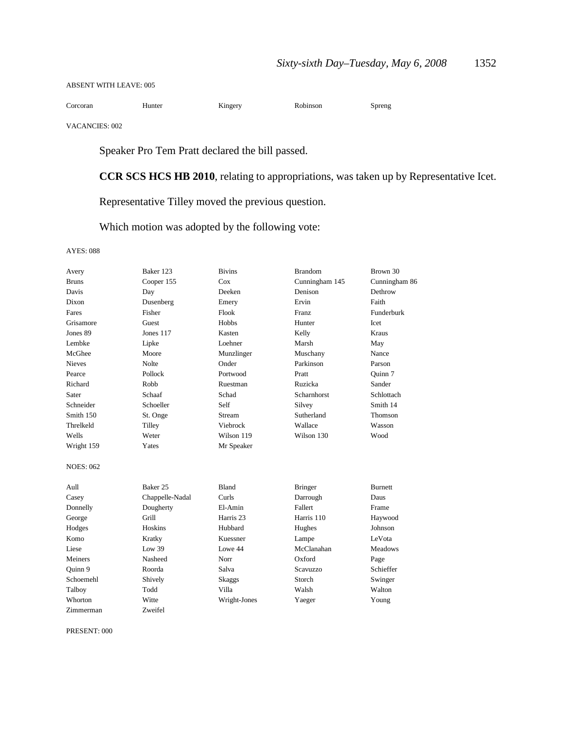ABSENT WITH LEAVE: 005

| | | | | |
|---|---|---|---|---|
| Corcoran | Hunter | Kingery | Robinson | Spreng |

VACANCIES: 002

Speaker Pro Tem Pratt declared the bill passed.

**CCR SCS HCS HB 2010**, relating to appropriations, was taken up by Representative Icet.

Representative Tilley moved the previous question.

Which motion was adopted by the following vote:

AYES: 088

| | | | | |
|---|---|---|---|---|
| Avery | Baker 123 | Bivins | Brandom | Brown 30 |
| Bruns | Cooper 155 | Cox | Cunningham 145 | Cunningham 86 |
| Davis | Day | Deeken | Denison | Dethrow |
| Dixon | Dusenberg | Emery | Ervin | Faith |
| Fares | Fisher | Flook | Franz | Funderburk |
| Grisamore | Guest | Hobbs | Hunter | Icet |
| Jones 89 | Jones 117 | Kasten | Kelly | Kraus |
| Lembke | Lipke | Loehner | Marsh | May |
| McGhee | Moore | Munzlinger | Muschany | Nance |
| Nieves | Nolte | Onder | Parkinson | Parson |
| Pearce | Pollock | Portwood | Pratt | Quinn 7 |
| Richard | Robb | Ruestman | Ruzicka | Sander |
| Sater | Schaaf | Schad | Scharnhorst | Schlottach |
| Schneider | Schoeller | Self | Silvey | Smith 14 |
| Smith 150 | St. Onge | Stream | Sutherland | Thomson |
| Threlkeld | Tilley | Viebrock | Wallace | Wasson |
| Wells | Weter | Wilson 119 | Wilson 130 | Wood |
| Wright 159 | Yates | Mr Speaker | | |

NOES: 062

| | | | | |
|---|---|---|---|---|
| Aull | Baker 25 | Bland | Bringer | Burnett |
| Casey | Chappelle-Nadal | Curls | Darrough | Daus |
| Donnelly | Dougherty | El-Amin | Fallert | Frame |
| George | Grill | Harris 23 | Harris 110 | Haywood |
| Hodges | Hoskins | Hubbard | Hughes | Johnson |
| Komo | Kratky | Kuessner | Lampe | LeVota |
| Liese | Low 39 | Lowe 44 | McClanahan | Meadows |
| Meiners | Nasheed | Norr | Oxford | Page |
| Quinn 9 | Roorda | Salva | Scavuzzo | Schieffer |
| Schoemehl | Shively | Skaggs | Storch | Swinger |
| Talboy | Todd | Villa | Walsh | Walton |
| Whorton | Witte | Wright-Jones | Yaeger | Young |
| Zimmerman | Zweifel | | | |

PRESENT: 000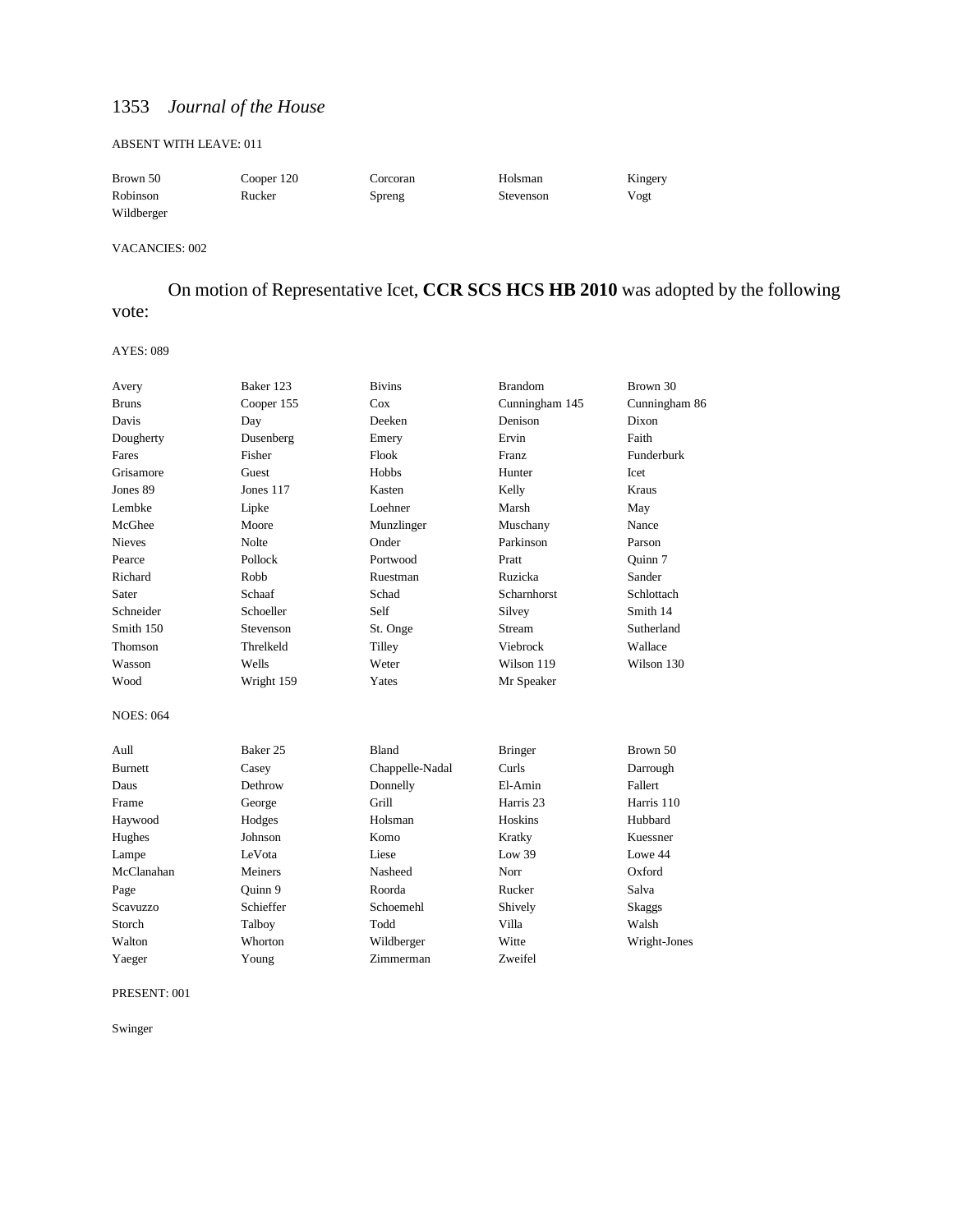ABSENT WITH LEAVE: 011

| | | | | |
|---|---|---|---|---|
| Brown 50 | Cooper 120 | Corcoran | Holsman | Kingery |
| Robinson | Rucker | Spreng | Stevenson | Vogt |
| Wildberger | | | | |

VACANCIES: 002

On motion of Representative Icet, **CCR SCS HCS HB 2010** was adopted by the following vote:

AYES: 089

| | | | | |
|---|---|---|---|---|
| Avery | Baker 123 | Bivins | Brandom | Brown 30 |
| Bruns | Cooper 155 | Cox | Cunningham 145 | Cunningham 86 |
| Davis | Day | Deeken | Denison | Dixon |
| Dougherty | Dusenberg | Emery | Ervin | Faith |
| Fares | Fisher | Flook | Franz | Funderburk |
| Grisamore | Guest | Hobbs | Hunter | Icet |
| Jones 89 | Jones 117 | Kasten | Kelly | Kraus |
| Lembke | Lipke | Loehner | Marsh | May |
| McGhee | Moore | Munzlinger | Muschany | Nance |
| Nieves | Nolte | Onder | Parkinson | Parson |
| Pearce | Pollock | Portwood | Pratt | Quinn 7 |
| Richard | Robb | Ruestman | Ruzicka | Sander |
| Sater | Schaaf | Schad | Scharnhorst | Schlottach |
| Schneider | Schoeller | Self | Silvey | Smith 14 |
| Smith 150 | Stevenson | St. Onge | Stream | Sutherland |
| Thomson | Threlkeld | Tilley | Viebrock | Wallace |
| Wasson | Wells | Weter | Wilson 119 | Wilson 130 |
| Wood | Wright 159 | Yates | Mr Speaker | |

NOES: 064

| | | | | |
|---|---|---|---|---|
| Aull | Baker 25 | Bland | Bringer | Brown 50 |
| Burnett | Casey | Chappelle-Nadal | Curls | Darrough |
| Daus | Dethrow | Donnelly | El-Amin | Fallert |
| Frame | George | Grill | Harris 23 | Harris 110 |
| Haywood | Hodges | Holsman | Hoskins | Hubbard |
| Hughes | Johnson | Komo | Kratky | Kuessner |
| Lampe | LeVota | Liese | Low 39 | Lowe 44 |
| McClanahan | Meiners | Nasheed | Norr | Oxford |
| Page | Quinn 9 | Roorda | Rucker | Salva |
| Scavuzzo | Schieffer | Schoemehl | Shively | Skaggs |
| Storch | Talboy | Todd | Villa | Walsh |
| Walton | Whorton | Wildberger | Witte | Wright-Jones |
| Yaeger | Young | Zimmerman | Zweifel | |

PRESENT: 001

Swinger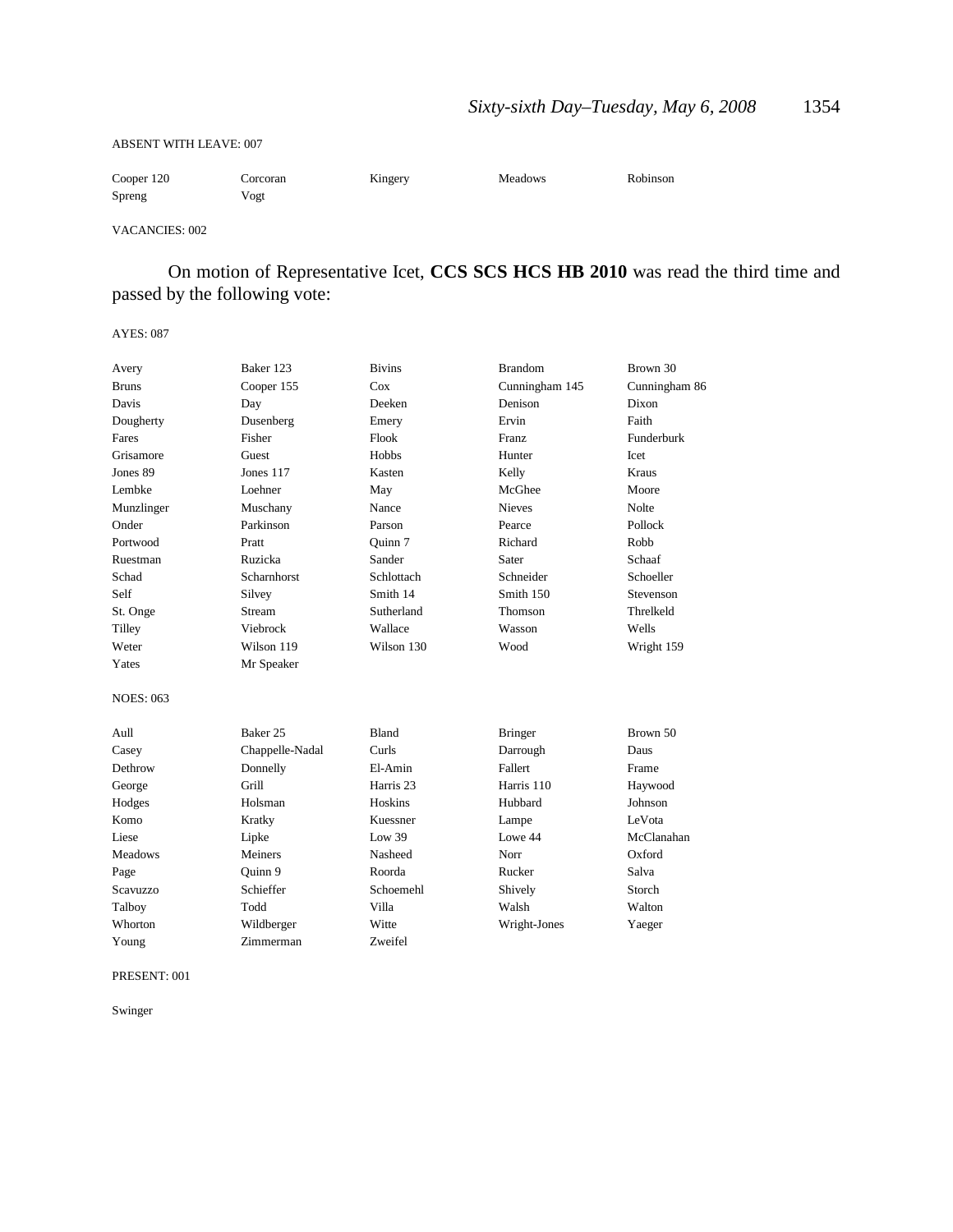ABSENT WITH LEAVE: 007

| | | | | |
|---|---|---|---|---|
| Cooper 120 | Corcoran | Kingery | Meadows | Robinson |
| Spreng | Vogt | | | |

VACANCIES: 002

On motion of Representative Icet, **CCS SCS HCS HB 2010** was read the third time and passed by the following vote:

AYES: 087

| | | | | |
|---|---|---|---|---|
| Avery | Baker 123 | Bivins | Brandom | Brown 30 |
| Bruns | Cooper 155 | Cox | Cunningham 145 | Cunningham 86 |
| Davis | Day | Deeken | Denison | Dixon |
| Dougherty | Dusenberg | Emery | Ervin | Faith |
| Fares | Fisher | Flook | Franz | Funderburk |
| Grisamore | Guest | Hobbs | Hunter | Icet |
| Jones 89 | Jones 117 | Kasten | Kelly | Kraus |
| Lembke | Loehner | May | McGhee | Moore |
| Munzlinger | Muschany | Nance | Nieves | Nolte |
| Onder | Parkinson | Parson | Pearce | Pollock |
| Portwood | Pratt | Quinn 7 | Richard | Robb |
| Ruestman | Ruzicka | Sander | Sater | Schaaf |
| Schad | Scharnhorst | Schlottach | Schneider | Schoeller |
| Self | Silvey | Smith 14 | Smith 150 | Stevenson |
| St. Onge | Stream | Sutherland | Thomson | Threlkeld |
| Tilley | Viebrock | Wallace | Wasson | Wells |
| Weter | Wilson 119 | Wilson 130 | Wood | Wright 159 |
| Yates | Mr Speaker | | | |

NOES: 063

| | | | | |
|---|---|---|---|---|
| Aull | Baker 25 | Bland | Bringer | Brown 50 |
| Casey | Chappelle-Nadal | Curls | Darrough | Daus |
| Dethrow | Donnelly | El-Amin | Fallert | Frame |
| George | Grill | Harris 23 | Harris 110 | Haywood |
| Hodges | Holsman | Hoskins | Hubbard | Johnson |
| Komo | Kratky | Kuessner | Lampe | LeVota |
| Liese | Lipke | Low 39 | Lowe 44 | McClanahan |
| Meadows | Meiners | Nasheed | Norr | Oxford |
| Page | Quinn 9 | Roorda | Rucker | Salva |
| Scavuzzo | Schieffer | Schoemehl | Shively | Storch |
| Talboy | Todd | Villa | Walsh | Walton |
| Whorton | Wildberger | Witte | Wright-Jones | Yaeger |
| Young | Zimmerman | Zweifel | | |

PRESENT: 001

Swinger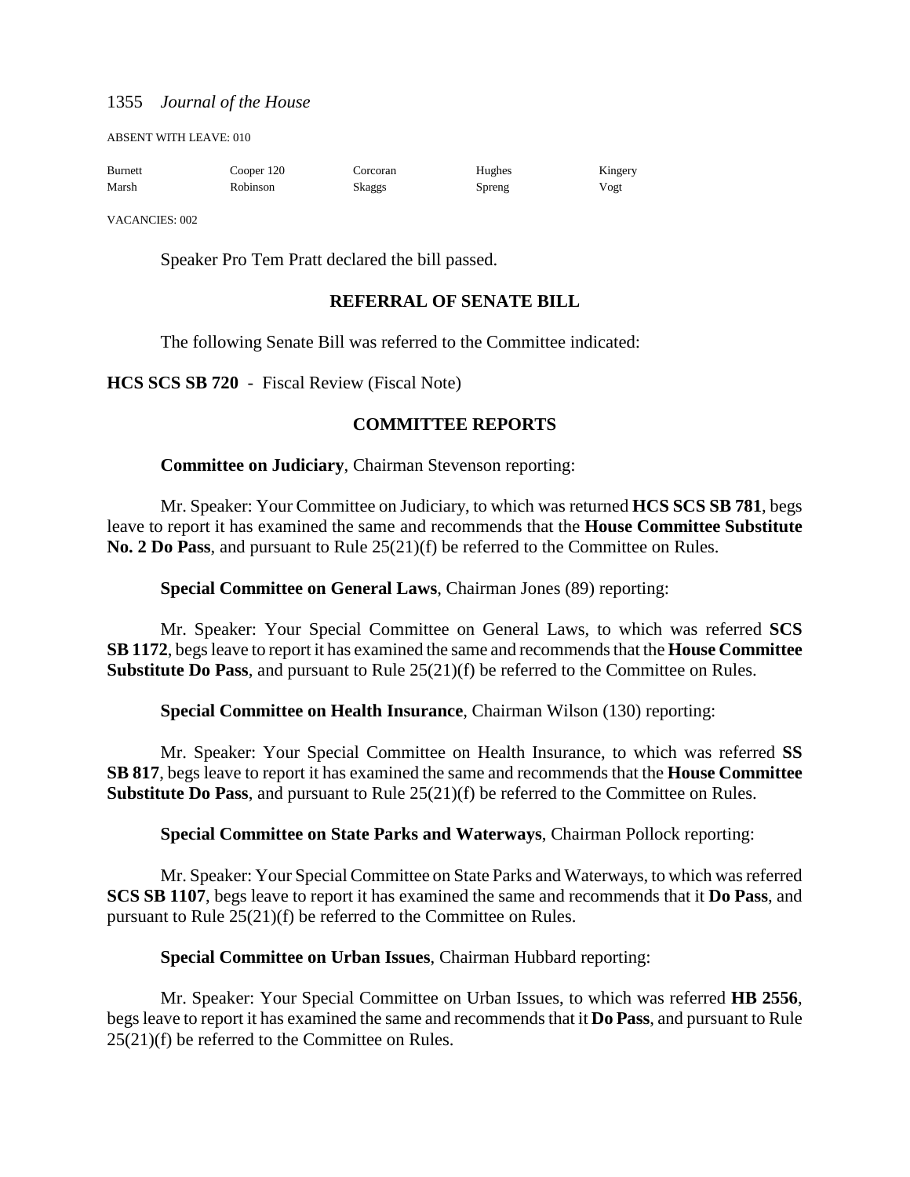ABSENT WITH LEAVE: 010

| Burnett | Cooper 120 | Corcoran | Hughes | Kingery |
|---|---|---|---|---|
| Marsh | Robinson | Skaggs | Spreng | Vogt |

VACANCIES: 002

Speaker Pro Tem Pratt declared the bill passed.

## REFERRAL OF SENATE BILL

The following Senate Bill was referred to the Committee indicated:

**HCS SCS SB 720** - Fiscal Review (Fiscal Note)

## COMMITTEE REPORTS

**Committee on Judiciary**, Chairman Stevenson reporting:

Mr. Speaker: Your Committee on Judiciary, to which was returned **HCS SCS SB 781**, begs leave to report it has examined the same and recommends that the **House Committee Substitute No. 2 Do Pass**, and pursuant to Rule 25(21)(f) be referred to the Committee on Rules.

**Special Committee on General Laws**, Chairman Jones (89) reporting:

Mr. Speaker: Your Special Committee on General Laws, to which was referred **SCS SB 1172**, begs leave to report it has examined the same and recommends that the **House Committee Substitute Do Pass**, and pursuant to Rule 25(21)(f) be referred to the Committee on Rules.

**Special Committee on Health Insurance**, Chairman Wilson (130) reporting:

Mr. Speaker: Your Special Committee on Health Insurance, to which was referred **SS SB 817**, begs leave to report it has examined the same and recommends that the **House Committee Substitute Do Pass**, and pursuant to Rule 25(21)(f) be referred to the Committee on Rules.

**Special Committee on State Parks and Waterways**, Chairman Pollock reporting:

Mr. Speaker: Your Special Committee on State Parks and Waterways, to which was referred **SCS SB 1107**, begs leave to report it has examined the same and recommends that it **Do Pass**, and pursuant to Rule 25(21)(f) be referred to the Committee on Rules.

**Special Committee on Urban Issues**, Chairman Hubbard reporting:

Mr. Speaker: Your Special Committee on Urban Issues, to which was referred **HB 2556**, begs leave to report it has examined the same and recommends that it **Do Pass**, and pursuant to Rule 25(21)(f) be referred to the Committee on Rules.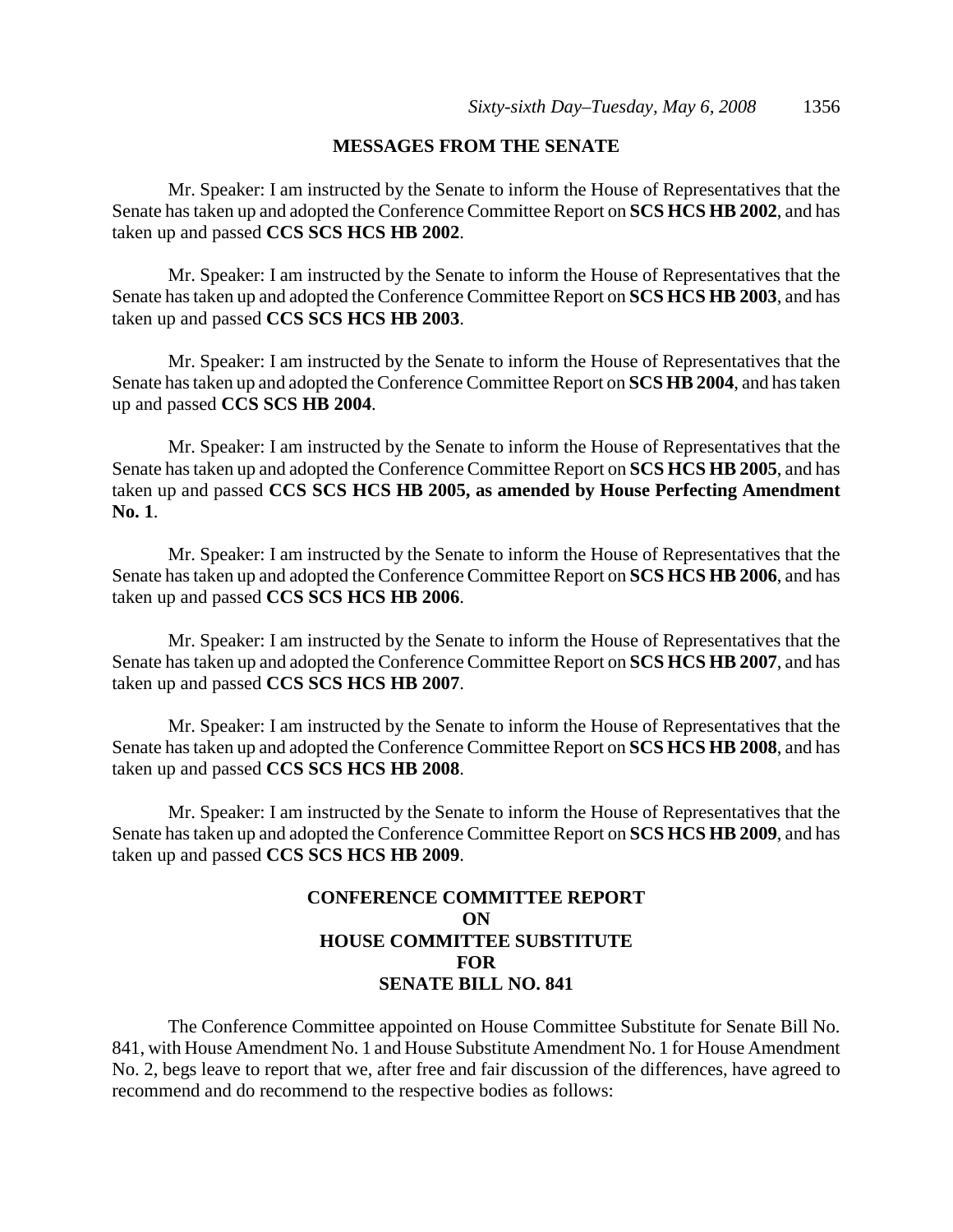## MESSAGES FROM THE SENATE

Mr. Speaker: I am instructed by the Senate to inform the House of Representatives that the Senate has taken up and adopted the Conference Committee Report on **SCS HCS HB 2002**, and has taken up and passed **CCS SCS HCS HB 2002**.

Mr. Speaker: I am instructed by the Senate to inform the House of Representatives that the Senate has taken up and adopted the Conference Committee Report on **SCS HCS HB 2003**, and has taken up and passed **CCS SCS HCS HB 2003**.

Mr. Speaker: I am instructed by the Senate to inform the House of Representatives that the Senate has taken up and adopted the Conference Committee Report on **SCS HB 2004**, and has taken up and passed **CCS SCS HB 2004**.

Mr. Speaker: I am instructed by the Senate to inform the House of Representatives that the Senate has taken up and adopted the Conference Committee Report on **SCS HCS HB 2005**, and has taken up and passed **CCS SCS HCS HB 2005, as amended by House Perfecting Amendment No. 1**.

Mr. Speaker: I am instructed by the Senate to inform the House of Representatives that the Senate has taken up and adopted the Conference Committee Report on **SCS HCS HB 2006**, and has taken up and passed **CCS SCS HCS HB 2006**.

Mr. Speaker: I am instructed by the Senate to inform the House of Representatives that the Senate has taken up and adopted the Conference Committee Report on **SCS HCS HB 2007**, and has taken up and passed **CCS SCS HCS HB 2007**.

Mr. Speaker: I am instructed by the Senate to inform the House of Representatives that the Senate has taken up and adopted the Conference Committee Report on **SCS HCS HB 2008**, and has taken up and passed **CCS SCS HCS HB 2008**.

Mr. Speaker: I am instructed by the Senate to inform the House of Representatives that the Senate has taken up and adopted the Conference Committee Report on **SCS HCS HB 2009**, and has taken up and passed **CCS SCS HCS HB 2009**.

## CONFERENCE COMMITTEE REPORT
## ON
## HOUSE COMMITTEE SUBSTITUTE
## FOR
## SENATE BILL NO. 841

The Conference Committee appointed on House Committee Substitute for Senate Bill No. 841, with House Amendment No. 1 and House Substitute Amendment No. 1 for House Amendment No. 2, begs leave to report that we, after free and fair discussion of the differences, have agreed to recommend and do recommend to the respective bodies as follows: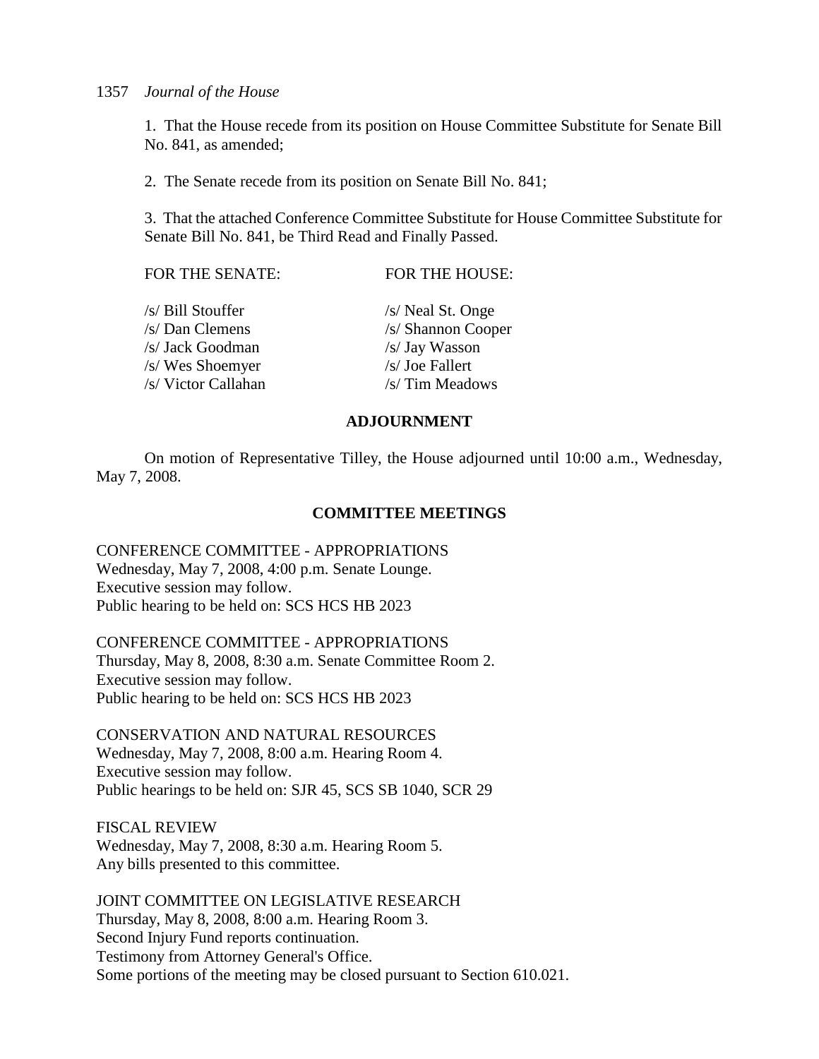1. That the House recede from its position on House Committee Substitute for Senate Bill No. 841, as amended;

2. The Senate recede from its position on Senate Bill No. 841;

3. That the attached Conference Committee Substitute for House Committee Substitute for Senate Bill No. 841, be Third Read and Finally Passed.

| FOR THE SENATE: | FOR THE HOUSE: |
| --- | --- |
| /s/ Bill Stouffer | /s/ Neal St. Onge |
| /s/ Dan Clemens | /s/ Shannon Cooper |
| /s/ Jack Goodman | /s/ Jay Wasson |
| /s/ Wes Shoemyer | /s/ Joe Fallert |
| /s/ Victor Callahan | /s/ Tim Meadows |

## ADJOURNMENT

On motion of Representative Tilley, the House adjourned until 10:00 a.m., Wednesday, May 7, 2008.

## COMMITTEE MEETINGS

CONFERENCE COMMITTEE - APPROPRIATIONS
Wednesday, May 7, 2008, 4:00 p.m. Senate Lounge.
Executive session may follow.
Public hearing to be held on: SCS HCS HB 2023

CONFERENCE COMMITTEE - APPROPRIATIONS
Thursday, May 8, 2008, 8:30 a.m. Senate Committee Room 2.
Executive session may follow.
Public hearing to be held on: SCS HCS HB 2023

CONSERVATION AND NATURAL RESOURCES
Wednesday, May 7, 2008, 8:00 a.m. Hearing Room 4.
Executive session may follow.
Public hearings to be held on: SJR 45, SCS SB 1040, SCR 29

FISCAL REVIEW
Wednesday, May 7, 2008, 8:30 a.m. Hearing Room 5.
Any bills presented to this committee.

JOINT COMMITTEE ON LEGISLATIVE RESEARCH
Thursday, May 8, 2008, 8:00 a.m. Hearing Room 3.
Second Injury Fund reports continuation.
Testimony from Attorney General's Office.
Some portions of the meeting may be closed pursuant to Section 610.021.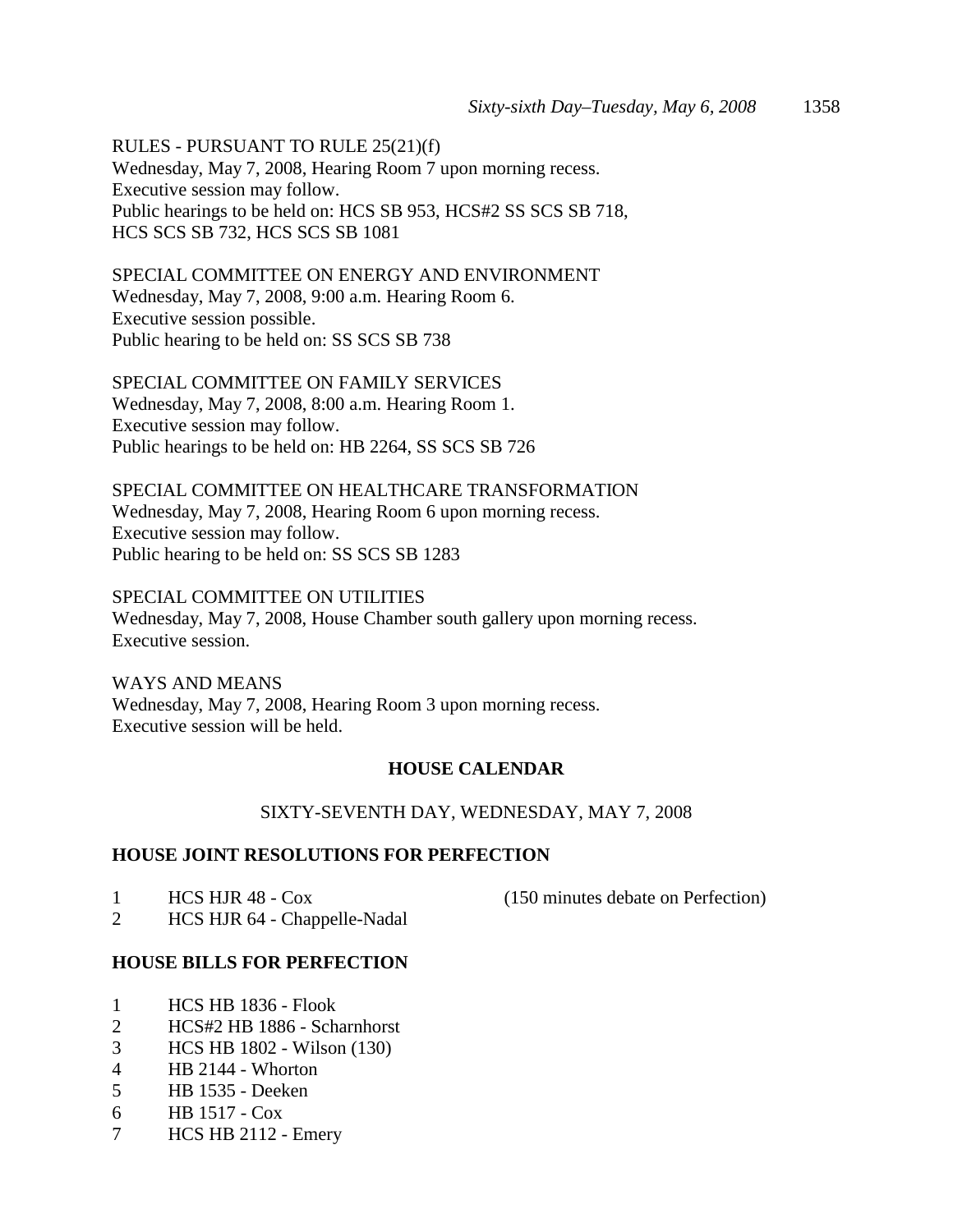RULES - PURSUANT TO RULE 25(21)(f)
Wednesday, May 7, 2008, Hearing Room 7 upon morning recess.
Executive session may follow.
Public hearings to be held on: HCS SB 953, HCS#2 SS SCS SB 718, HCS SCS SB 732, HCS SCS SB 1081

SPECIAL COMMITTEE ON ENERGY AND ENVIRONMENT
Wednesday, May 7, 2008, 9:00 a.m. Hearing Room 6.
Executive session possible.
Public hearing to be held on: SS SCS SB 738

SPECIAL COMMITTEE ON FAMILY SERVICES
Wednesday, May 7, 2008, 8:00 a.m. Hearing Room 1.
Executive session may follow.
Public hearings to be held on: HB 2264, SS SCS SB 726

SPECIAL COMMITTEE ON HEALTHCARE TRANSFORMATION
Wednesday, May 7, 2008, Hearing Room 6 upon morning recess.
Executive session may follow.
Public hearing to be held on: SS SCS SB 1283

SPECIAL COMMITTEE ON UTILITIES
Wednesday, May 7, 2008, House Chamber south gallery upon morning recess.
Executive session.

WAYS AND MEANS
Wednesday, May 7, 2008, Hearing Room 3 upon morning recess.
Executive session will be held.

## HOUSE CALENDAR

SIXTY-SEVENTH DAY, WEDNESDAY, MAY 7, 2008

### HOUSE JOINT RESOLUTIONS FOR PERFECTION

1 HCS HJR 48 - Cox (150 minutes debate on Perfection)
2 HCS HJR 64 - Chappelle-Nadal

### HOUSE BILLS FOR PERFECTION

1 HCS HB 1836 - Flook
2 HCS#2 HB 1886 - Scharnhorst
3 HCS HB 1802 - Wilson (130)
4 HB 2144 - Whorton
5 HB 1535 - Deeken
6 HB 1517 - Cox
7 HCS HB 2112 - Emery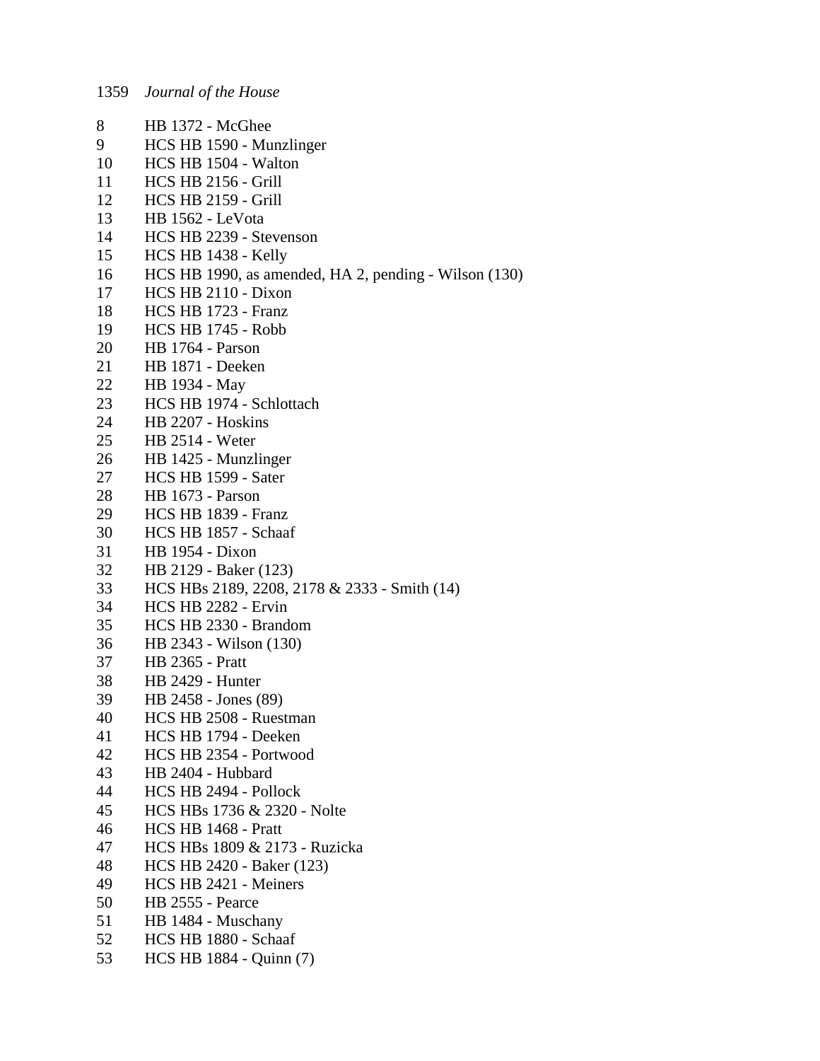8 HB 1372 - McGhee
9 HCS HB 1590 - Munzlinger
10 HCS HB 1504 - Walton
11 HCS HB 2156 - Grill
12 HCS HB 2159 - Grill
13 HB 1562 - LeVota
14 HCS HB 2239 - Stevenson
15 HCS HB 1438 - Kelly
16 HCS HB 1990, as amended, HA 2, pending - Wilson (130)
17 HCS HB 2110 - Dixon
18 HCS HB 1723 - Franz
19 HCS HB 1745 - Robb
20 HB 1764 - Parson
21 HB 1871 - Deeken
22 HB 1934 - May
23 HCS HB 1974 - Schlottach
24 HB 2207 - Hoskins
25 HB 2514 - Weter
26 HB 1425 - Munzlinger
27 HCS HB 1599 - Sater
28 HB 1673 - Parson
29 HCS HB 1839 - Franz
30 HCS HB 1857 - Schaaf
31 HB 1954 - Dixon
32 HB 2129 - Baker (123)
33 HCS HBs 2189, 2208, 2178 & 2333 - Smith (14)
34 HCS HB 2282 - Ervin
35 HCS HB 2330 - Brandom
36 HB 2343 - Wilson (130)
37 HB 2365 - Pratt
38 HB 2429 - Hunter
39 HB 2458 - Jones (89)
40 HCS HB 2508 - Ruestman
41 HCS HB 1794 - Deeken
42 HCS HB 2354 - Portwood
43 HB 2404 - Hubbard
44 HCS HB 2494 - Pollock
45 HCS HBs 1736 & 2320 - Nolte
46 HCS HB 1468 - Pratt
47 HCS HBs 1809 & 2173 - Ruzicka
48 HCS HB 2420 - Baker (123)
49 HCS HB 2421 - Meiners
50 HB 2555 - Pearce
51 HB 1484 - Muschany
52 HCS HB 1880 - Schaaf
53 HCS HB 1884 - Quinn (7)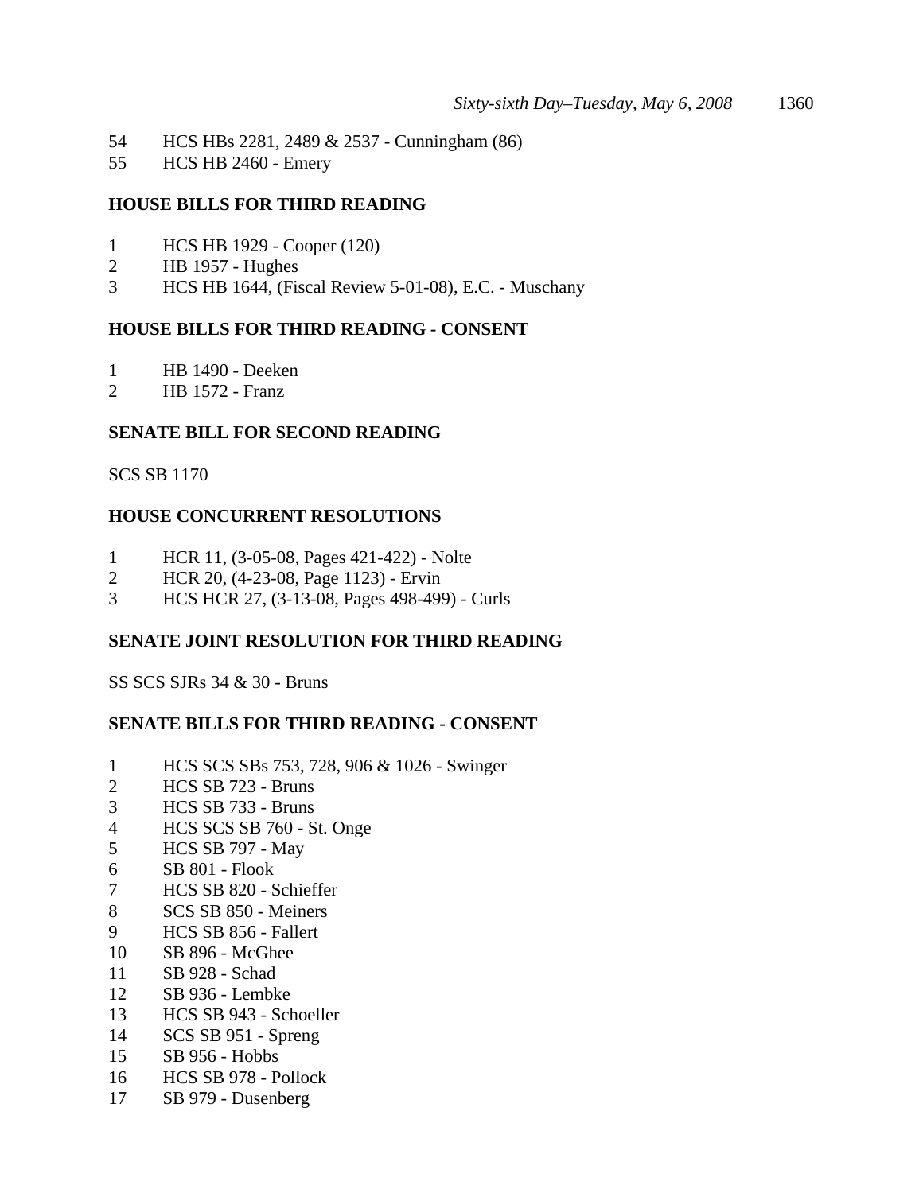54 HCS HBs 2281, 2489 & 2537 - Cunningham (86)
55 HCS HB 2460 - Emery

**HOUSE BILLS FOR THIRD READING**

1 HCS HB 1929 - Cooper (120)
2 HB 1957 - Hughes
3 HCS HB 1644, (Fiscal Review 5-01-08), E.C. - Muschany

**HOUSE BILLS FOR THIRD READING - CONSENT**

1 HB 1490 - Deeken
2 HB 1572 - Franz

**SENATE BILL FOR SECOND READING**

SCS SB 1170

**HOUSE CONCURRENT RESOLUTIONS**

1 HCR 11, (3-05-08, Pages 421-422) - Nolte
2 HCR 20, (4-23-08, Page 1123) - Ervin
3 HCS HCR 27, (3-13-08, Pages 498-499) - Curls

**SENATE JOINT RESOLUTION FOR THIRD READING**

SS SCS SJRs 34 & 30 - Bruns

**SENATE BILLS FOR THIRD READING - CONSENT**

1 HCS SCS SBs 753, 728, 906 & 1026 - Swinger
2 HCS SB 723 - Bruns
3 HCS SB 733 - Bruns
4 HCS SCS SB 760 - St. Onge
5 HCS SB 797 - May
6 SB 801 - Flook
7 HCS SB 820 - Schieffer
8 SCS SB 850 - Meiners
9 HCS SB 856 - Fallert
10 SB 896 - McGhee
11 SB 928 - Schad
12 SB 936 - Lembke
13 HCS SB 943 - Schoeller
14 SCS SB 951 - Spreng
15 SB 956 - Hobbs
16 HCS SB 978 - Pollock
17 SB 979 - Dusenberg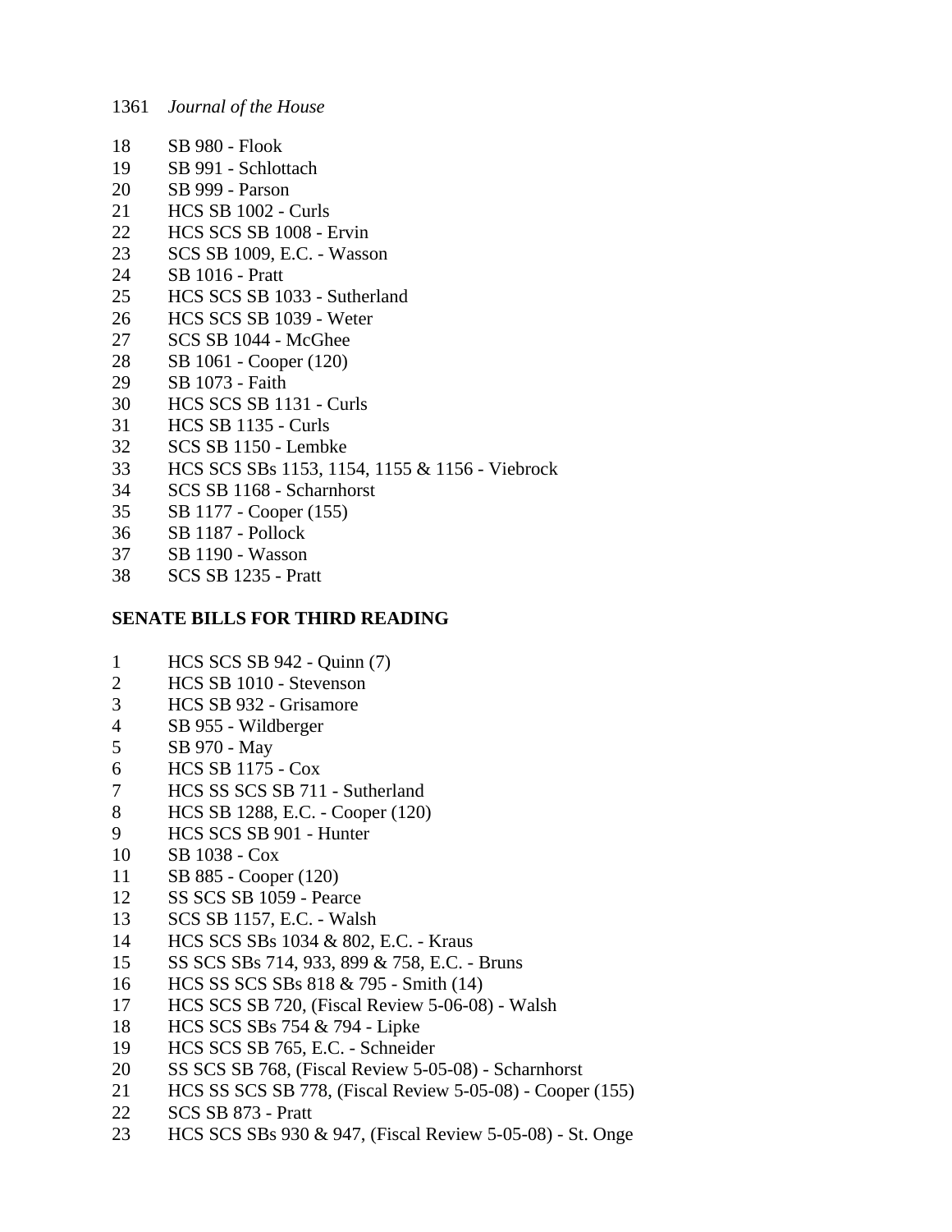18 SB 980 - Flook
19 SB 991 - Schlottach
20 SB 999 - Parson
21 HCS SB 1002 - Curls
22 HCS SCS SB 1008 - Ervin
23 SCS SB 1009, E.C. - Wasson
24 SB 1016 - Pratt
25 HCS SCS SB 1033 - Sutherland
26 HCS SCS SB 1039 - Weter
27 SCS SB 1044 - McGhee
28 SB 1061 - Cooper (120)
29 SB 1073 - Faith
30 HCS SCS SB 1131 - Curls
31 HCS SB 1135 - Curls
32 SCS SB 1150 - Lembke
33 HCS SCS SBs 1153, 1154, 1155 & 1156 - Viebrock
34 SCS SB 1168 - Scharnhorst
35 SB 1177 - Cooper (155)
36 SB 1187 - Pollock
37 SB 1190 - Wasson
38 SCS SB 1235 - Pratt

**SENATE BILLS FOR THIRD READING**

1 HCS SCS SB 942 - Quinn (7)
2 HCS SB 1010 - Stevenson
3 HCS SB 932 - Grisamore
4 SB 955 - Wildberger
5 SB 970 - May
6 HCS SB 1175 - Cox
7 HCS SS SCS SB 711 - Sutherland
8 HCS SB 1288, E.C. - Cooper (120)
9 HCS SCS SB 901 - Hunter
10 SB 1038 - Cox
11 SB 885 - Cooper (120)
12 SS SCS SB 1059 - Pearce
13 SCS SB 1157, E.C. - Walsh
14 HCS SCS SBs 1034 & 802, E.C. - Kraus
15 SS SCS SBs 714, 933, 899 & 758, E.C. - Bruns
16 HCS SS SCS SBs 818 & 795 - Smith (14)
17 HCS SCS SB 720, (Fiscal Review 5-06-08) - Walsh
18 HCS SCS SBs 754 & 794 - Lipke
19 HCS SCS SB 765, E.C. - Schneider
20 SS SCS SB 768, (Fiscal Review 5-05-08) - Scharnhorst
21 HCS SS SCS SB 778, (Fiscal Review 5-05-08) - Cooper (155)
22 SCS SB 873 - Pratt
23 HCS SCS SBs 930 & 947, (Fiscal Review 5-05-08) - St. Onge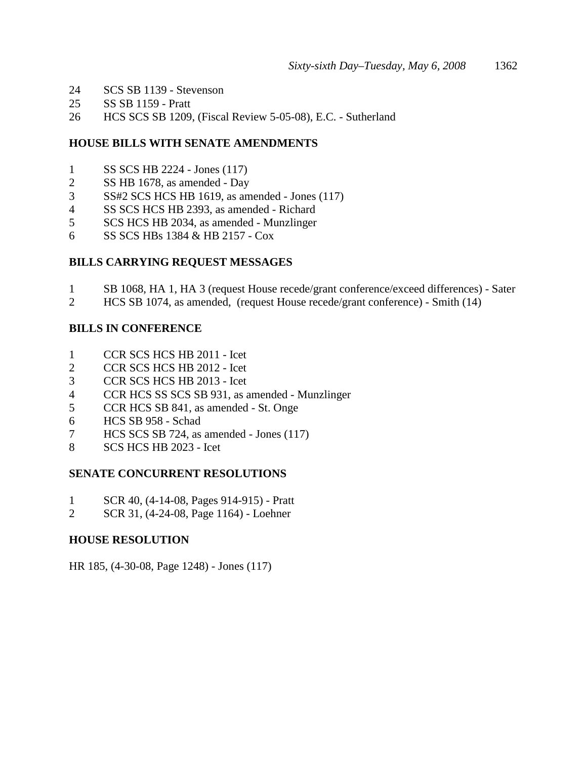24 SCS SB 1139 - Stevenson
25 SS SB 1159 - Pratt
26 HCS SCS SB 1209, (Fiscal Review 5-05-08), E.C. - Sutherland

**HOUSE BILLS WITH SENATE AMENDMENTS**

1 SS SCS HB 2224 - Jones (117)
2 SS HB 1678, as amended - Day
3 SS#2 SCS HCS HB 1619, as amended - Jones (117)
4 SS SCS HCS HB 2393, as amended - Richard
5 SCS HCS HB 2034, as amended - Munzlinger
6 SS SCS HBs 1384 & HB 2157 - Cox

**BILLS CARRYING REQUEST MESSAGES**

1 SB 1068, HA 1, HA 3 (request House recede/grant conference/exceed differences) - Sater
2 HCS SB 1074, as amended, (request House recede/grant conference) - Smith (14)

**BILLS IN CONFERENCE**

1 CCR SCS HCS HB 2011 - Icet
2 CCR SCS HCS HB 2012 - Icet
3 CCR SCS HCS HB 2013 - Icet
4 CCR HCS SS SCS SB 931, as amended - Munzlinger
5 CCR HCS SB 841, as amended - St. Onge
6 HCS SB 958 - Schad
7 HCS SCS SB 724, as amended - Jones (117)
8 SCS HCS HB 2023 - Icet

**SENATE CONCURRENT RESOLUTIONS**

1 SCR 40, (4-14-08, Pages 914-915) - Pratt
2 SCR 31, (4-24-08, Page 1164) - Loehner

**HOUSE RESOLUTION**

HR 185, (4-30-08, Page 1248) - Jones (117)